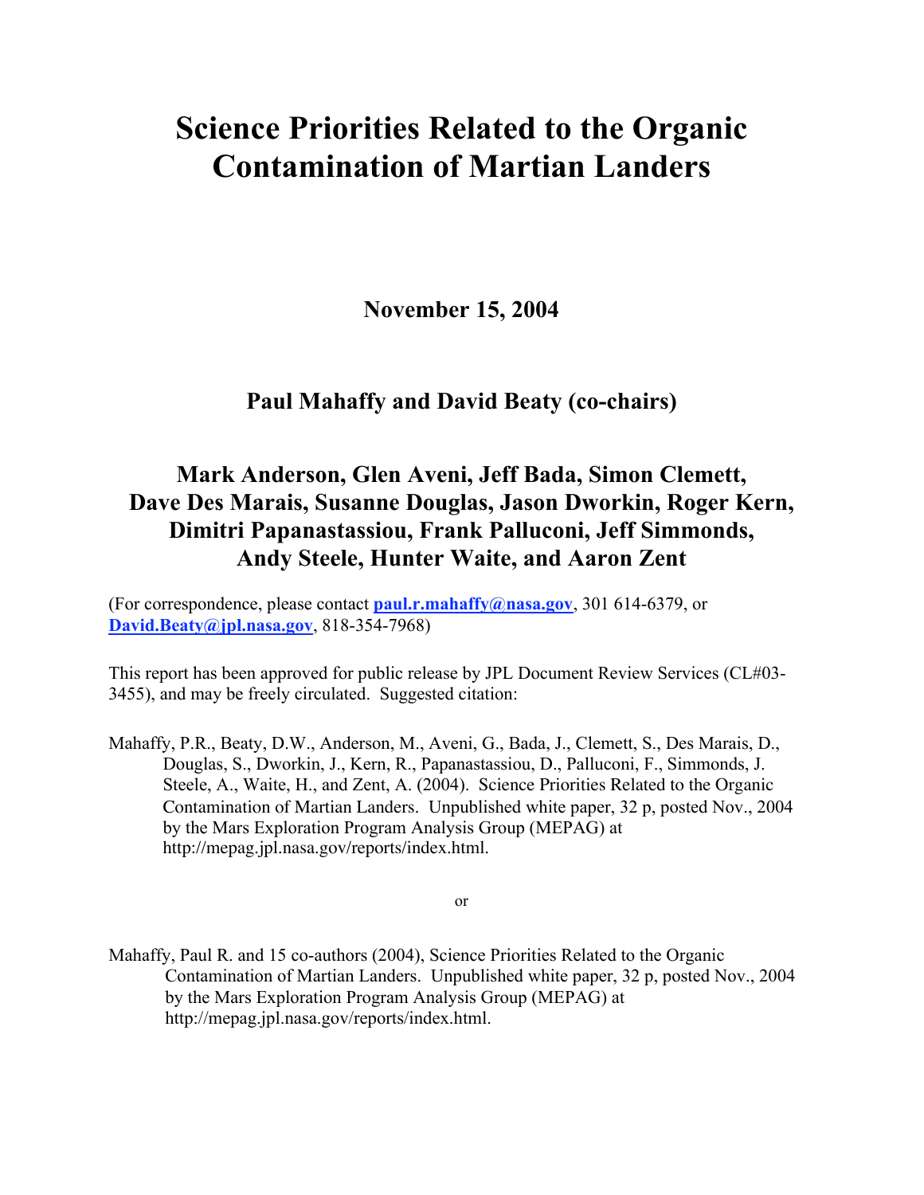# Science Priorities Related to the Organic Contamination of Martian Landers

**November 15, 2004**

**Paul Mahaffy and David Beaty (co-chairs)**

**Mark Anderson, Glen Aveni, Jeff Bada, Simon Clemett, Dave Des Marais, Susanne Douglas, Jason Dworkin, Roger Kern, Dimitri Papanastassiou, Frank Palluconi, Jeff Simmonds, Andy Steele, Hunter Waite, and Aaron Zent**

(For correspondence, please contact **paul.r.mahaffy@nasa.gov**, 301 614-6379, or **David.Beaty@jpl.nasa.gov**, 818-354-7968)

This report has been approved for public release by JPL Document Review Services (CL#03-3455), and may be freely circulated. Suggested citation:

Mahaffy, P.R., Beaty, D.W., Anderson, M., Aveni, G., Bada, J., Clemett, S., Des Marais, D., Douglas, S., Dworkin, J., Kern, R., Papanastassiou, D., Palluconi, F., Simmonds, J. Steele, A., Waite, H., and Zent, A. (2004). Science Priorities Related to the Organic Contamination of Martian Landers. Unpublished white paper, 32 p, posted Nov., 2004 by the Mars Exploration Program Analysis Group (MEPAG) at http://mepag.jpl.nasa.gov/reports/index.html.

or

Mahaffy, Paul R. and 15 co-authors (2004), Science Priorities Related to the Organic Contamination of Martian Landers. Unpublished white paper, 32 p, posted Nov., 2004 by the Mars Exploration Program Analysis Group (MEPAG) at http://mepag.jpl.nasa.gov/reports/index.html.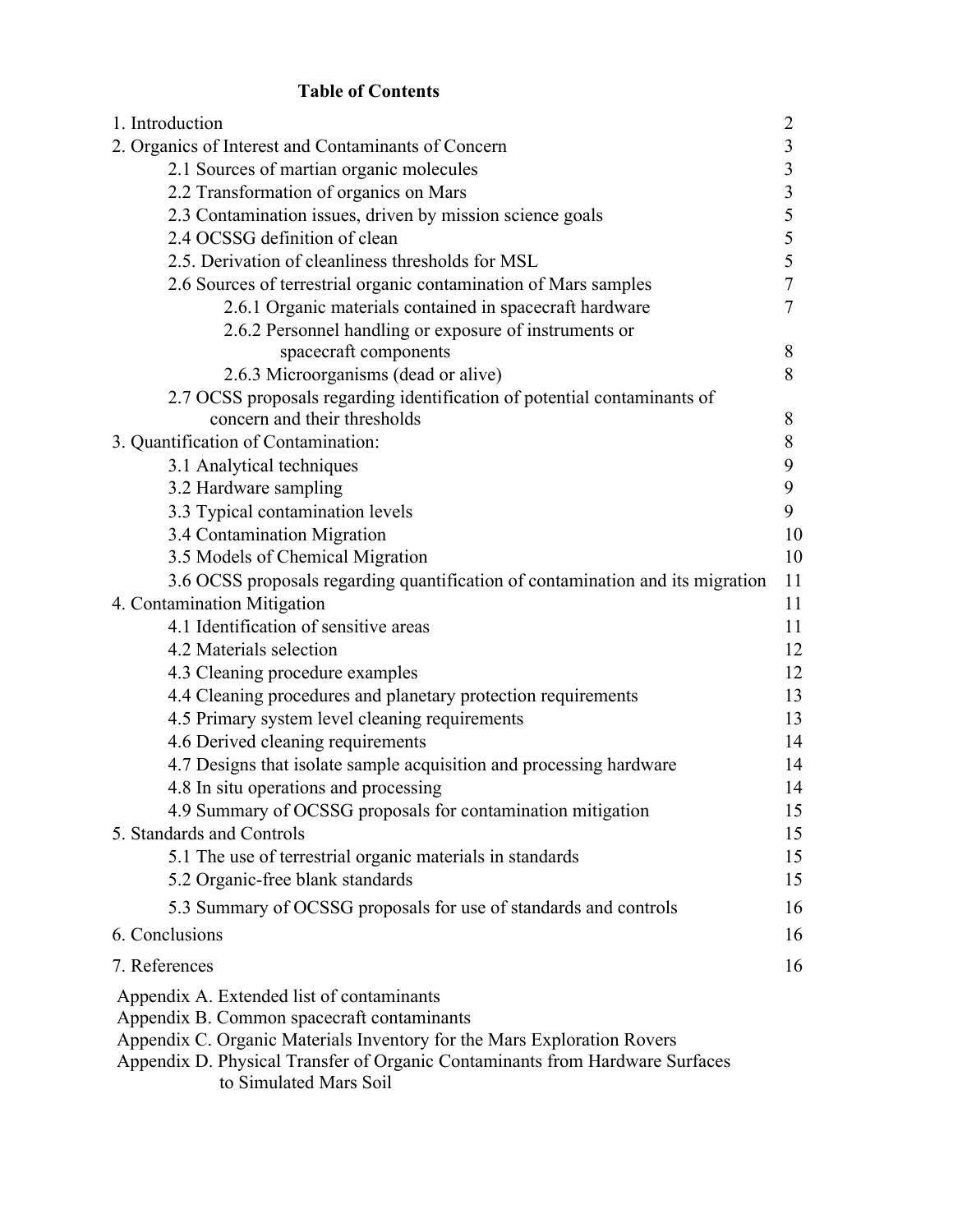## Table of Contents

| | |
|---|---|
| 1. Introduction | 2 |
| 2. Organics of Interest and Contaminants of Concern | 3 |
| 2.1 Sources of martian organic molecules | 3 |
| 2.2 Transformation of organics on Mars | 3 |
| 2.3 Contamination issues, driven by mission science goals | 5 |
| 2.4 OCSSG definition of clean | 5 |
| 2.5. Derivation of cleanliness thresholds for MSL | 5 |
| 2.6 Sources of terrestrial organic contamination of Mars samples | 7 |
| 2.6.1 Organic materials contained in spacecraft hardware | 7 |
| 2.6.2 Personnel handling or exposure of instruments or spacecraft components | 8 |
| 2.6.3 Microorganisms (dead or alive) | 8 |
| 2.7 OCSS proposals regarding identification of potential contaminants of concern and their thresholds | 8 |
| 3. Quantification of Contamination: | 8 |
| 3.1 Analytical techniques | 9 |
| 3.2 Hardware sampling | 9 |
| 3.3 Typical contamination levels | 9 |
| 3.4 Contamination Migration | 10 |
| 3.5 Models of Chemical Migration | 10 |
| 3.6 OCSS proposals regarding quantification of contamination and its migration | 11 |
| 4. Contamination Mitigation | 11 |
| 4.1 Identification of sensitive areas | 11 |
| 4.2 Materials selection | 12 |
| 4.3 Cleaning procedure examples | 12 |
| 4.4 Cleaning procedures and planetary protection requirements | 13 |
| 4.5 Primary system level cleaning requirements | 13 |
| 4.6 Derived cleaning requirements | 14 |
| 4.7 Designs that isolate sample acquisition and processing hardware | 14 |
| 4.8 In situ operations and processing | 14 |
| 4.9 Summary of OCSSG proposals for contamination mitigation | 15 |
| 5. Standards and Controls | 15 |
| 5.1 The use of terrestrial organic materials in standards | 15 |
| 5.2 Organic-free blank standards | 15 |
| 5.3 Summary of OCSSG proposals for use of standards and controls | 16 |
| 6. Conclusions | 16 |
| 7. References | 16 |

Appendix A. Extended list of contaminants
Appendix B. Common spacecraft contaminants
Appendix C. Organic Materials Inventory for the Mars Exploration Rovers
Appendix D. Physical Transfer of Organic Contaminants from Hardware Surfaces to Simulated Mars Soil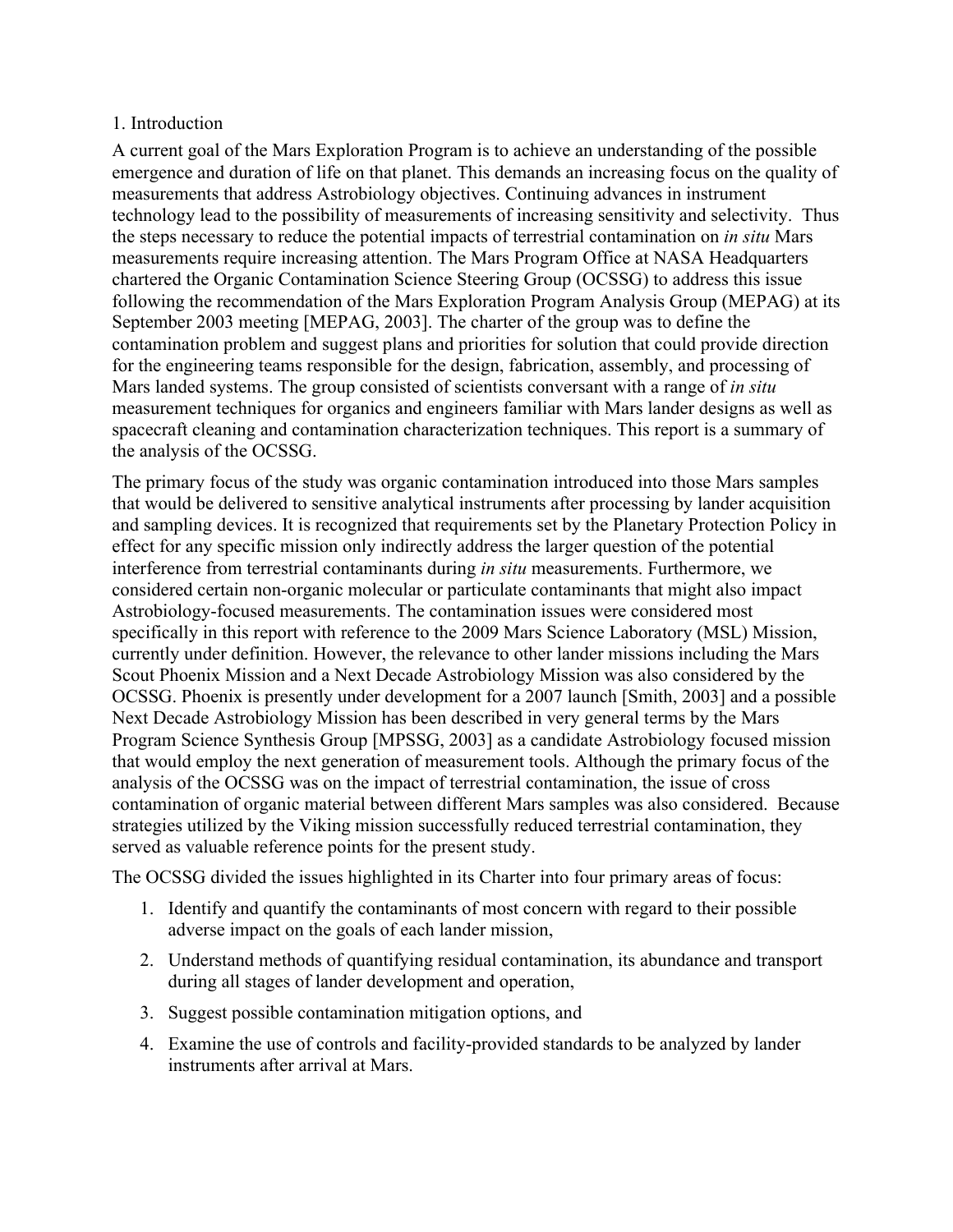# 1. Introduction

A current goal of the Mars Exploration Program is to achieve an understanding of the possible emergence and duration of life on that planet. This demands an increasing focus on the quality of measurements that address Astrobiology objectives. Continuing advances in instrument technology lead to the possibility of measurements of increasing sensitivity and selectivity. Thus the steps necessary to reduce the potential impacts of terrestrial contamination on *in situ* Mars measurements require increasing attention. The Mars Program Office at NASA Headquarters chartered the Organic Contamination Science Steering Group (OCSSG) to address this issue following the recommendation of the Mars Exploration Program Analysis Group (MEPAG) at its September 2003 meeting [MEPAG, 2003]. The charter of the group was to define the contamination problem and suggest plans and priorities for solution that could provide direction for the engineering teams responsible for the design, fabrication, assembly, and processing of Mars landed systems. The group consisted of scientists conversant with a range of *in situ* measurement techniques for organics and engineers familiar with Mars lander designs as well as spacecraft cleaning and contamination characterization techniques. This report is a summary of the analysis of the OCSSG.

The primary focus of the study was organic contamination introduced into those Mars samples that would be delivered to sensitive analytical instruments after processing by lander acquisition and sampling devices. It is recognized that requirements set by the Planetary Protection Policy in effect for any specific mission only indirectly address the larger question of the potential interference from terrestrial contaminants during *in situ* measurements. Furthermore, we considered certain non-organic molecular or particulate contaminants that might also impact Astrobiology-focused measurements. The contamination issues were considered most specifically in this report with reference to the 2009 Mars Science Laboratory (MSL) Mission, currently under definition. However, the relevance to other lander missions including the Mars Scout Phoenix Mission and a Next Decade Astrobiology Mission was also considered by the OCSSG. Phoenix is presently under development for a 2007 launch [Smith, 2003] and a possible Next Decade Astrobiology Mission has been described in very general terms by the Mars Program Science Synthesis Group [MPSSG, 2003] as a candidate Astrobiology focused mission that would employ the next generation of measurement tools. Although the primary focus of the analysis of the OCSSG was on the impact of terrestrial contamination, the issue of cross contamination of organic material between different Mars samples was also considered. Because strategies utilized by the Viking mission successfully reduced terrestrial contamination, they served as valuable reference points for the present study.

The OCSSG divided the issues highlighted in its Charter into four primary areas of focus:

1. Identify and quantify the contaminants of most concern with regard to their possible adverse impact on the goals of each lander mission,
2. Understand methods of quantifying residual contamination, its abundance and transport during all stages of lander development and operation,
3. Suggest possible contamination mitigation options, and
4. Examine the use of controls and facility-provided standards to be analyzed by lander instruments after arrival at Mars.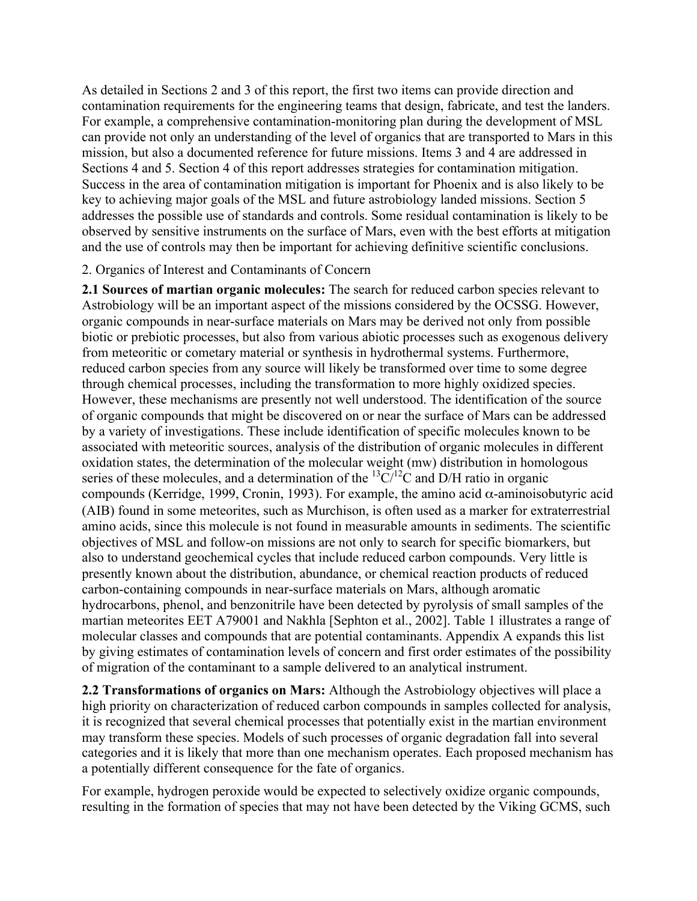As detailed in Sections 2 and 3 of this report, the first two items can provide direction and contamination requirements for the engineering teams that design, fabricate, and test the landers. For example, a comprehensive contamination-monitoring plan during the development of MSL can provide not only an understanding of the level of organics that are transported to Mars in this mission, but also a documented reference for future missions. Items 3 and 4 are addressed in Sections 4 and 5. Section 4 of this report addresses strategies for contamination mitigation. Success in the area of contamination mitigation is important for Phoenix and is also likely to be key to achieving major goals of the MSL and future astrobiology landed missions. Section 5 addresses the possible use of standards and controls. Some residual contamination is likely to be observed by sensitive instruments on the surface of Mars, even with the best efforts at mitigation and the use of controls may then be important for achieving definitive scientific conclusions.

## 2. Organics of Interest and Contaminants of Concern

**2.1 Sources of martian organic molecules:** The search for reduced carbon species relevant to Astrobiology will be an important aspect of the missions considered by the OCSSG. However, organic compounds in near-surface materials on Mars may be derived not only from possible biotic or prebiotic processes, but also from various abiotic processes such as exogenous delivery from meteoritic or cometary material or synthesis in hydrothermal systems. Furthermore, reduced carbon species from any source will likely be transformed over time to some degree through chemical processes, including the transformation to more highly oxidized species. However, these mechanisms are presently not well understood. The identification of the source of organic compounds that might be discovered on or near the surface of Mars can be addressed by a variety of investigations. These include identification of specific molecules known to be associated with meteoritic sources, analysis of the distribution of organic molecules in different oxidation states, the determination of the molecular weight (mw) distribution in homologous series of these molecules, and a determination of the $^{13}C/^{12}C$ and D/H ratio in organic compounds (Kerridge, 1999, Cronin, 1993). For example, the amino acid $\alpha$-aminoisobutyric acid (AIB) found in some meteorites, such as Murchison, is often used as a marker for extraterrestrial amino acids, since this molecule is not found in measurable amounts in sediments. The scientific objectives of MSL and follow-on missions are not only to search for specific biomarkers, but also to understand geochemical cycles that include reduced carbon compounds. Very little is presently known about the distribution, abundance, or chemical reaction products of reduced carbon-containing compounds in near-surface materials on Mars, although aromatic hydrocarbons, phenol, and benzonitrile have been detected by pyrolysis of small samples of the martian meteorites EET A79001 and Nakhla [Sephton et al., 2002]. Table 1 illustrates a range of molecular classes and compounds that are potential contaminants. Appendix A expands this list by giving estimates of contamination levels of concern and first order estimates of the possibility of migration of the contaminant to a sample delivered to an analytical instrument.

**2.2 Transformations of organics on Mars:** Although the Astrobiology objectives will place a high priority on characterization of reduced carbon compounds in samples collected for analysis, it is recognized that several chemical processes that potentially exist in the martian environment may transform these species. Models of such processes of organic degradation fall into several categories and it is likely that more than one mechanism operates. Each proposed mechanism has a potentially different consequence for the fate of organics.

For example, hydrogen peroxide would be expected to selectively oxidize organic compounds, resulting in the formation of species that may not have been detected by the Viking GCMS, such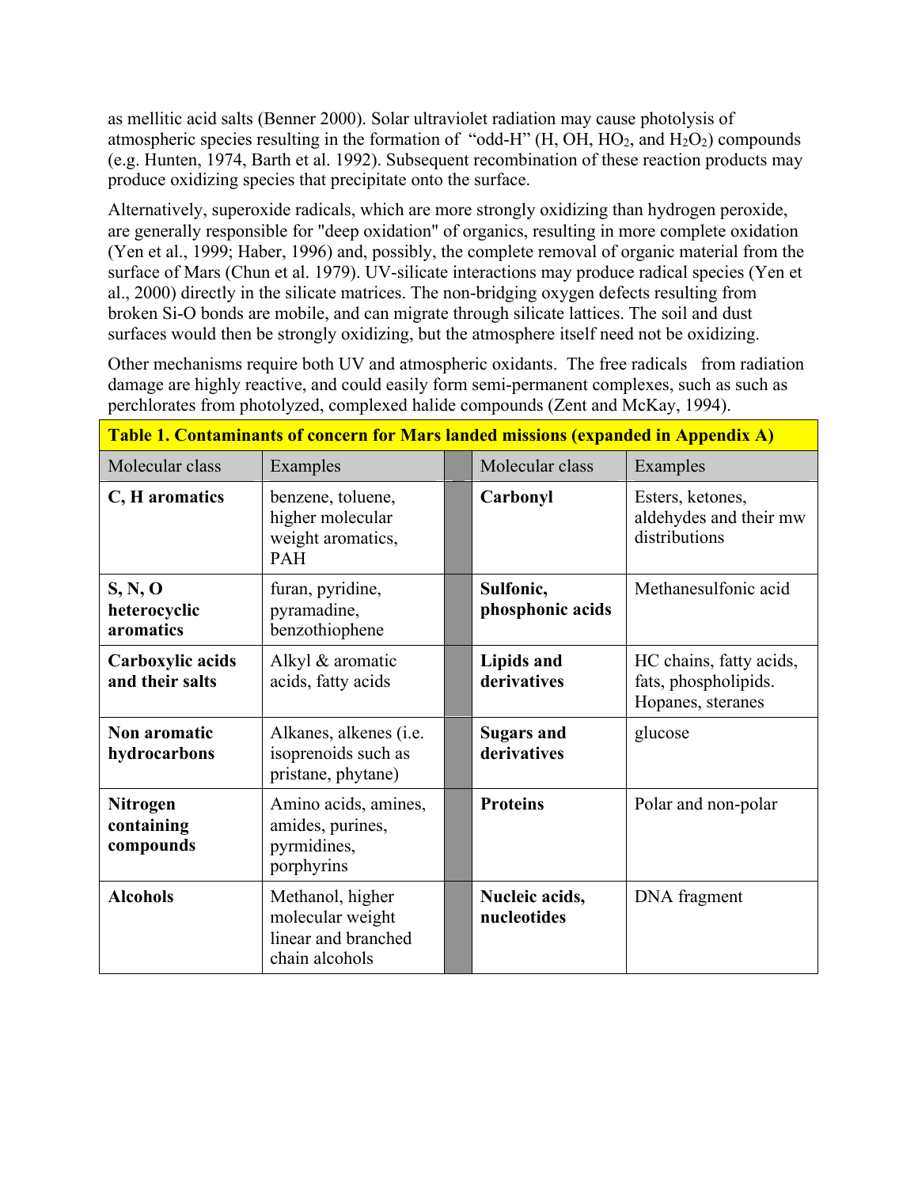as mellitic acid salts (Benner 2000). Solar ultraviolet radiation may cause photolysis of atmospheric species resulting in the formation of "odd-H" (H, OH, $HO_2$, and $H_2O_2$) compounds (e.g. Hunten, 1974, Barth et al. 1992). Subsequent recombination of these reaction products may produce oxidizing species that precipitate onto the surface.

Alternatively, superoxide radicals, which are more strongly oxidizing than hydrogen peroxide, are generally responsible for "deep oxidation" of organics, resulting in more complete oxidation (Yen et al., 1999; Haber, 1996) and, possibly, the complete removal of organic material from the surface of Mars (Chun et al. 1979). UV-silicate interactions may produce radical species (Yen et al., 2000) directly in the silicate matrices. The non-bridging oxygen defects resulting from broken Si-O bonds are mobile, and can migrate through silicate lattices. The soil and dust surfaces would then be strongly oxidizing, but the atmosphere itself need not be oxidizing.

Other mechanisms require both UV and atmospheric oxidants. The free radicals from radiation damage are highly reactive, and could easily form semi-permanent complexes, such as such as perchlorates from photolyzed, complexed halide compounds (Zent and McKay, 1994).

**Table 1. Contaminants of concern for Mars landed missions (expanded in Appendix A)**

| Molecular class | Examples | Molecular class | Examples |
|---|---|---|---|
| **C, H aromatics** | benzene, toluene, higher molecular weight aromatics, PAH | **Carbonyl** | Esters, ketones, aldehydes and their mw distributions |
| **S, N, O heterocyclic aromatics** | furan, pyridine, pyramadine, benzothiophene | **Sulfonic, phosphonic acids** | Methanesulfonic acid |
| **Carboxylic acids and their salts** | Alkyl & aromatic acids, fatty acids | **Lipids and derivatives** | HC chains, fatty acids, fats, phospholipids. Hopanes, steranes |
| **Non aromatic hydrocarbons** | Alkanes, alkenes (i.e. isoprenoids such as pristane, phytane) | **Sugars and derivatives** | glucose |
| **Nitrogen containing compounds** | Amino acids, amines, amides, purines, pyrmidines, porphyrins | **Proteins** | Polar and non-polar |
| **Alcohols** | Methanol, higher molecular weight linear and branched chain alcohols | **Nucleic acids, nucleotides** | DNA fragment |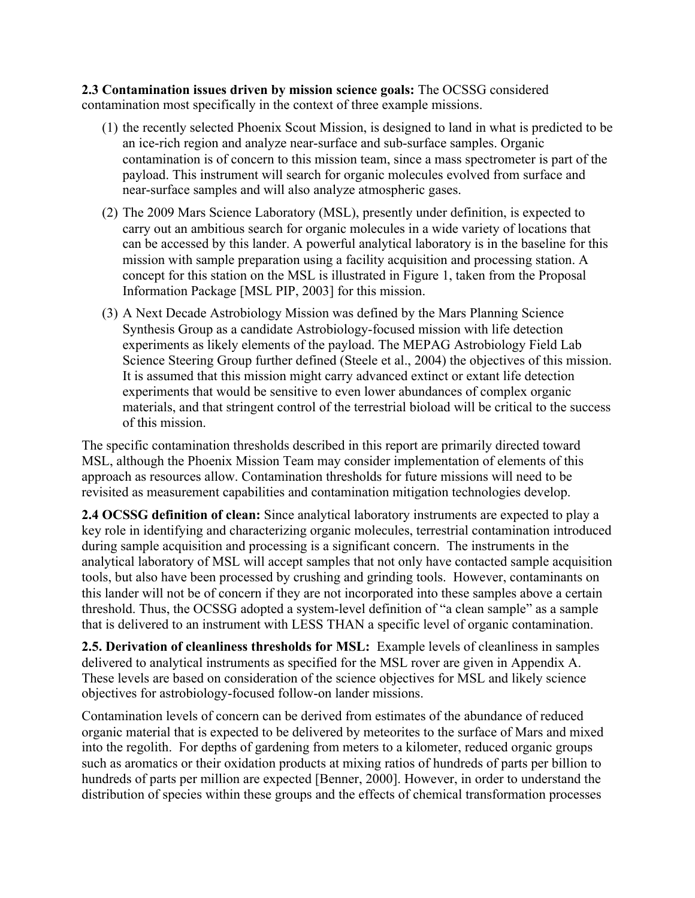**2.3 Contamination issues driven by mission science goals:** The OCSSG considered contamination most specifically in the context of three example missions.

(1) the recently selected Phoenix Scout Mission, is designed to land in what is predicted to be an ice-rich region and analyze near-surface and sub-surface samples. Organic contamination is of concern to this mission team, since a mass spectrometer is part of the payload. This instrument will search for organic molecules evolved from surface and near-surface samples and will also analyze atmospheric gases.

(2) The 2009 Mars Science Laboratory (MSL), presently under definition, is expected to carry out an ambitious search for organic molecules in a wide variety of locations that can be accessed by this lander. A powerful analytical laboratory is in the baseline for this mission with sample preparation using a facility acquisition and processing station. A concept for this station on the MSL is illustrated in Figure 1, taken from the Proposal Information Package [MSL PIP, 2003] for this mission.

(3) A Next Decade Astrobiology Mission was defined by the Mars Planning Science Synthesis Group as a candidate Astrobiology-focused mission with life detection experiments as likely elements of the payload. The MEPAG Astrobiology Field Lab Science Steering Group further defined (Steele et al., 2004) the objectives of this mission. It is assumed that this mission might carry advanced extinct or extant life detection experiments that would be sensitive to even lower abundances of complex organic materials, and that stringent control of the terrestrial bioload will be critical to the success of this mission.

The specific contamination thresholds described in this report are primarily directed toward MSL, although the Phoenix Mission Team may consider implementation of elements of this approach as resources allow. Contamination thresholds for future missions will need to be revisited as measurement capabilities and contamination mitigation technologies develop.

**2.4 OCSSG definition of clean:** Since analytical laboratory instruments are expected to play a key role in identifying and characterizing organic molecules, terrestrial contamination introduced during sample acquisition and processing is a significant concern. The instruments in the analytical laboratory of MSL will accept samples that not only have contacted sample acquisition tools, but also have been processed by crushing and grinding tools. However, contaminants on this lander will not be of concern if they are not incorporated into these samples above a certain threshold. Thus, the OCSSG adopted a system-level definition of "a clean sample" as a sample that is delivered to an instrument with LESS THAN a specific level of organic contamination.

**2.5. Derivation of cleanliness thresholds for MSL:** Example levels of cleanliness in samples delivered to analytical instruments as specified for the MSL rover are given in Appendix A. These levels are based on consideration of the science objectives for MSL and likely science objectives for astrobiology-focused follow-on lander missions.

Contamination levels of concern can be derived from estimates of the abundance of reduced organic material that is expected to be delivered by meteorites to the surface of Mars and mixed into the regolith. For depths of gardening from meters to a kilometer, reduced organic groups such as aromatics or their oxidation products at mixing ratios of hundreds of parts per billion to hundreds of parts per million are expected [Benner, 2000]. However, in order to understand the distribution of species within these groups and the effects of chemical transformation processes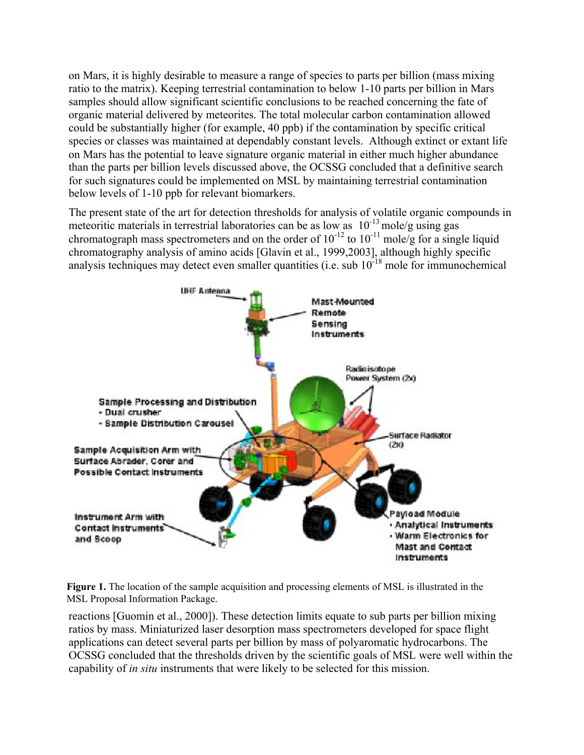on Mars, it is highly desirable to measure a range of species to parts per billion (mass mixing ratio to the matrix). Keeping terrestrial contamination to below 1-10 parts per billion in Mars samples should allow significant scientific conclusions to be reached concerning the fate of organic material delivered by meteorites. The total molecular carbon contamination allowed could be substantially higher (for example, 40 ppb) if the contamination by specific critical species or classes was maintained at dependably constant levels. Although extinct or extant life on Mars has the potential to leave signature organic material in either much higher abundance than the parts per billion levels discussed above, the OCSSG concluded that a definitive search for such signatures could be implemented on MSL by maintaining terrestrial contamination below levels of 1-10 ppb for relevant biomarkers.

The present state of the art for detection thresholds for analysis of volatile organic compounds in meteoritic materials in terrestrial laboratories can be as low as $10^{-13}$ mole/g using gas chromatograph mass spectrometers and on the order of $10^{-12}$ to $10^{-11}$ mole/g for a single liquid chromatography analysis of amino acids [Glavin et al., 1999,2003], although highly specific analysis techniques may detect even smaller quantities (i.e. sub $10^{-18}$ mole for immunochemical reactions [Guomin et al., 2000]). These detection limits equate to sub parts per billion mixing ratios by mass. Miniaturized laser desorption mass spectrometers developed for space flight applications can detect several parts per billion by mass of polyaromatic hydrocarbons. The OCSSG concluded that the thresholds driven by the scientific goals of MSL were well within the capability of *in situ* instruments that were likely to be selected for this mission.

**Figure 1.** The location of the sample acquisition and processing elements of MSL is illustrated in the MSL Proposal Information Package.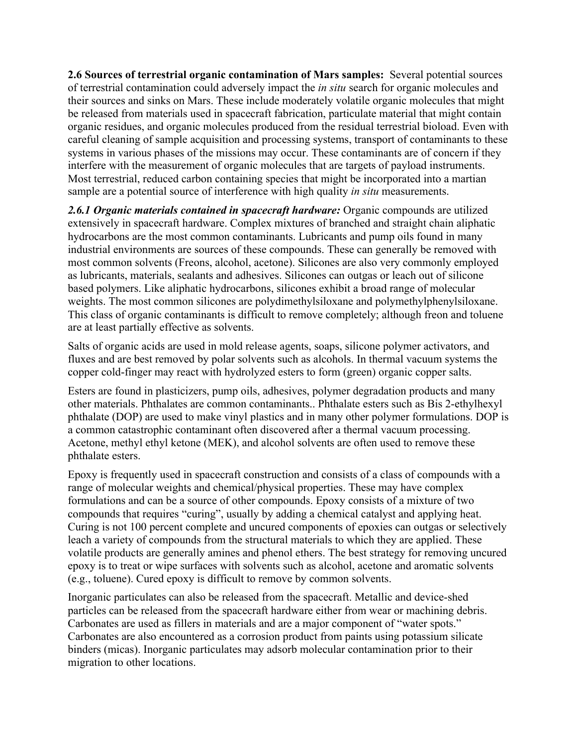**2.6 Sources of terrestrial organic contamination of Mars samples:** Several potential sources of terrestrial contamination could adversely impact the *in situ* search for organic molecules and their sources and sinks on Mars. These include moderately volatile organic molecules that might be released from materials used in spacecraft fabrication, particulate material that might contain organic residues, and organic molecules produced from the residual terrestrial bioload. Even with careful cleaning of sample acquisition and processing systems, transport of contaminants to these systems in various phases of the missions may occur. These contaminants are of concern if they interfere with the measurement of organic molecules that are targets of payload instruments. Most terrestrial, reduced carbon containing species that might be incorporated into a martian sample are a potential source of interference with high quality *in situ* measurements.

***2.6.1 Organic materials contained in spacecraft hardware:*** Organic compounds are utilized extensively in spacecraft hardware. Complex mixtures of branched and straight chain aliphatic hydrocarbons are the most common contaminants. Lubricants and pump oils found in many industrial environments are sources of these compounds. These can generally be removed with most common solvents (Freons, alcohol, acetone). Silicones are also very commonly employed as lubricants, materials, sealants and adhesives. Silicones can outgas or leach out of silicone based polymers. Like aliphatic hydrocarbons, silicones exhibit a broad range of molecular weights. The most common silicones are polydimethylsiloxane and polymethylphenylsiloxane. This class of organic contaminants is difficult to remove completely; although freon and toluene are at least partially effective as solvents.

Salts of organic acids are used in mold release agents, soaps, silicone polymer activators, and fluxes and are best removed by polar solvents such as alcohols. In thermal vacuum systems the copper cold-finger may react with hydrolyzed esters to form (green) organic copper salts.

Esters are found in plasticizers, pump oils, adhesives, polymer degradation products and many other materials. Phthalates are common contaminants.. Phthalate esters such as Bis 2-ethylhexyl phthalate (DOP) are used to make vinyl plastics and in many other polymer formulations. DOP is a common catastrophic contaminant often discovered after a thermal vacuum processing. Acetone, methyl ethyl ketone (MEK), and alcohol solvents are often used to remove these phthalate esters.

Epoxy is frequently used in spacecraft construction and consists of a class of compounds with a range of molecular weights and chemical/physical properties. These may have complex formulations and can be a source of other compounds. Epoxy consists of a mixture of two compounds that requires "curing", usually by adding a chemical catalyst and applying heat. Curing is not 100 percent complete and uncured components of epoxies can outgas or selectively leach a variety of compounds from the structural materials to which they are applied. These volatile products are generally amines and phenol ethers. The best strategy for removing uncured epoxy is to treat or wipe surfaces with solvents such as alcohol, acetone and aromatic solvents (e.g., toluene). Cured epoxy is difficult to remove by common solvents.

Inorganic particulates can also be released from the spacecraft. Metallic and device-shed particles can be released from the spacecraft hardware either from wear or machining debris. Carbonates are used as fillers in materials and are a major component of "water spots." Carbonates are also encountered as a corrosion product from paints using potassium silicate binders (micas). Inorganic particulates may adsorb molecular contamination prior to their migration to other locations.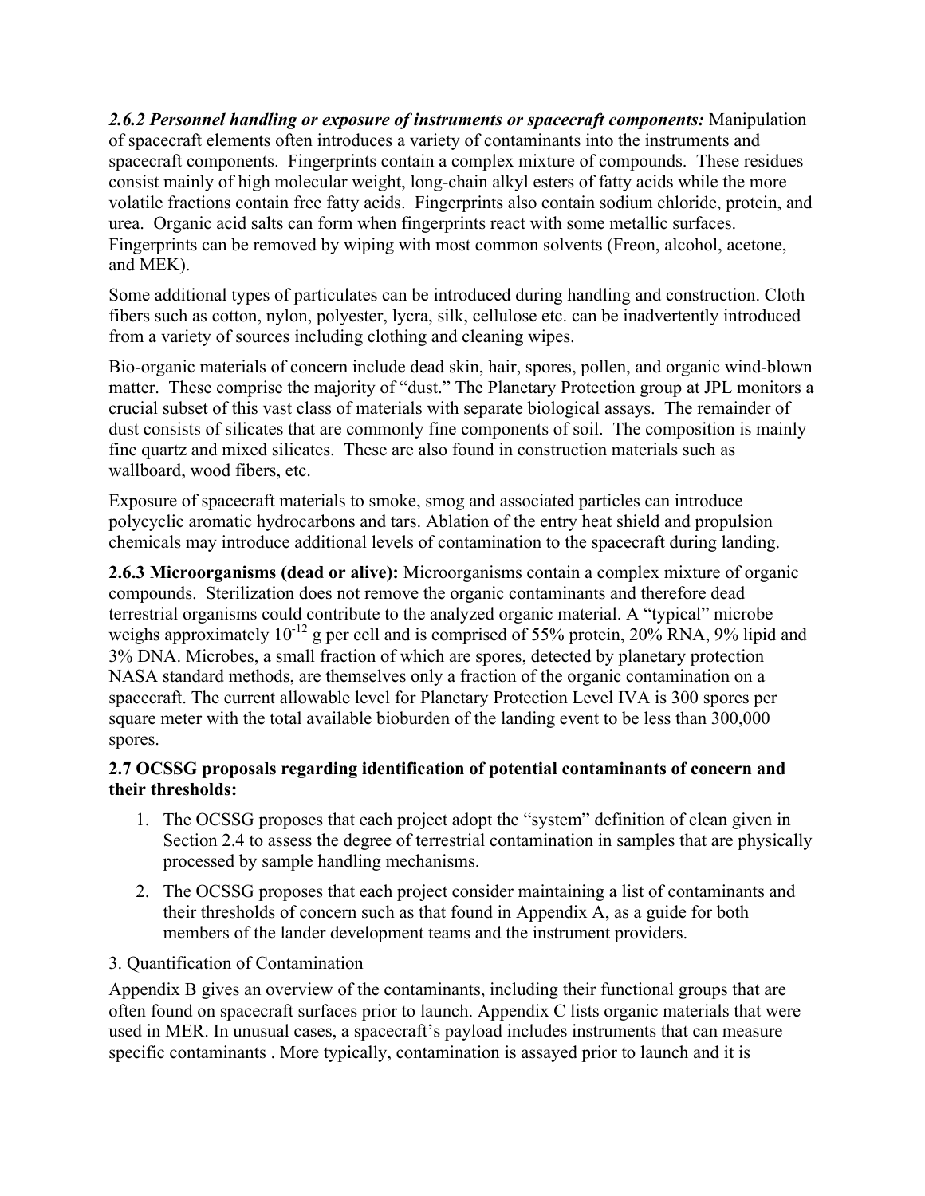***2.6.2 Personnel handling or exposure of instruments or spacecraft components:*** Manipulation of spacecraft elements often introduces a variety of contaminants into the instruments and spacecraft components. Fingerprints contain a complex mixture of compounds. These residues consist mainly of high molecular weight, long-chain alkyl esters of fatty acids while the more volatile fractions contain free fatty acids. Fingerprints also contain sodium chloride, protein, and urea. Organic acid salts can form when fingerprints react with some metallic surfaces. Fingerprints can be removed by wiping with most common solvents (Freon, alcohol, acetone, and MEK).

Some additional types of particulates can be introduced during handling and construction. Cloth fibers such as cotton, nylon, polyester, lycra, silk, cellulose etc. can be inadvertently introduced from a variety of sources including clothing and cleaning wipes.

Bio-organic materials of concern include dead skin, hair, spores, pollen, and organic wind-blown matter. These comprise the majority of "dust." The Planetary Protection group at JPL monitors a crucial subset of this vast class of materials with separate biological assays. The remainder of dust consists of silicates that are commonly fine components of soil. The composition is mainly fine quartz and mixed silicates. These are also found in construction materials such as wallboard, wood fibers, etc.

Exposure of spacecraft materials to smoke, smog and associated particles can introduce polycyclic aromatic hydrocarbons and tars. Ablation of the entry heat shield and propulsion chemicals may introduce additional levels of contamination to the spacecraft during landing.

**2.6.3 Microorganisms (dead or alive):** Microorganisms contain a complex mixture of organic compounds. Sterilization does not remove the organic contaminants and therefore dead terrestrial organisms could contribute to the analyzed organic material. A "typical" microbe weighs approximately $10^{-12}$ g per cell and is comprised of 55% protein, 20% RNA, 9% lipid and 3% DNA. Microbes, a small fraction of which are spores, detected by planetary protection NASA standard methods, are themselves only a fraction of the organic contamination on a spacecraft. The current allowable level for Planetary Protection Level IVA is 300 spores per square meter with the total available bioburden of the landing event to be less than 300,000 spores.

### 2.7 OCSSG proposals regarding identification of potential contaminants of concern and their thresholds:

1. The OCSSG proposes that each project adopt the "system" definition of clean given in Section 2.4 to assess the degree of terrestrial contamination in samples that are physically processed by sample handling mechanisms.
2. The OCSSG proposes that each project consider maintaining a list of contaminants and their thresholds of concern such as that found in Appendix A, as a guide for both members of the lander development teams and the instrument providers.

## 3. Quantification of Contamination

Appendix B gives an overview of the contaminants, including their functional groups that are often found on spacecraft surfaces prior to launch. Appendix C lists organic materials that were used in MER. In unusual cases, a spacecraft's payload includes instruments that can measure specific contaminants . More typically, contamination is assayed prior to launch and it is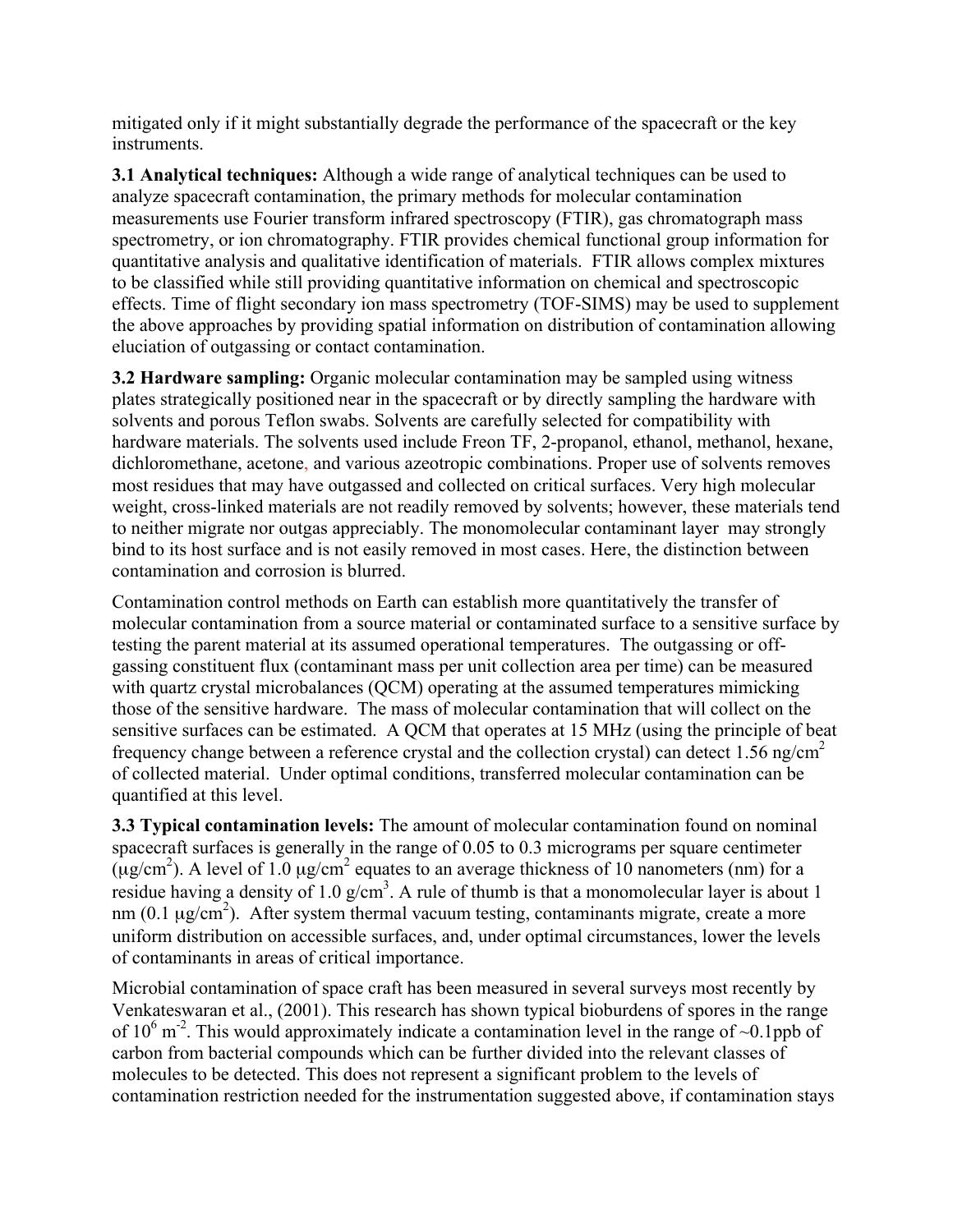mitigated only if it might substantially degrade the performance of the spacecraft or the key instruments.

**3.1 Analytical techniques:** Although a wide range of analytical techniques can be used to analyze spacecraft contamination, the primary methods for molecular contamination measurements use Fourier transform infrared spectroscopy (FTIR), gas chromatograph mass spectrometry, or ion chromatography. FTIR provides chemical functional group information for quantitative analysis and qualitative identification of materials. FTIR allows complex mixtures to be classified while still providing quantitative information on chemical and spectroscopic effects. Time of flight secondary ion mass spectrometry (TOF-SIMS) may be used to supplement the above approaches by providing spatial information on distribution of contamination allowing eluciation of outgassing or contact contamination.

**3.2 Hardware sampling:** Organic molecular contamination may be sampled using witness plates strategically positioned near in the spacecraft or by directly sampling the hardware with solvents and porous Teflon swabs. Solvents are carefully selected for compatibility with hardware materials. The solvents used include Freon TF, 2-propanol, ethanol, methanol, hexane, dichloromethane, acetone, and various azeotropic combinations. Proper use of solvents removes most residues that may have outgassed and collected on critical surfaces. Very high molecular weight, cross-linked materials are not readily removed by solvents; however, these materials tend to neither migrate nor outgas appreciably. The monomolecular contaminant layer may strongly bind to its host surface and is not easily removed in most cases. Here, the distinction between contamination and corrosion is blurred.

Contamination control methods on Earth can establish more quantitatively the transfer of molecular contamination from a source material or contaminated surface to a sensitive surface by testing the parent material at its assumed operational temperatures. The outgassing or off-gassing constituent flux (contaminant mass per unit collection area per time) can be measured with quartz crystal microbalances (QCM) operating at the assumed temperatures mimicking those of the sensitive hardware. The mass of molecular contamination that will collect on the sensitive surfaces can be estimated. A QCM that operates at 15 MHz (using the principle of beat frequency change between a reference crystal and the collection crystal) can detect 1.56 $ng/cm^2$ of collected material. Under optimal conditions, transferred molecular contamination can be quantified at this level.

**3.3 Typical contamination levels:** The amount of molecular contamination found on nominal spacecraft surfaces is generally in the range of 0.05 to 0.3 micrograms per square centimeter ($\mu g/cm^2$). A level of 1.0 $\mu g/cm^2$ equates to an average thickness of 10 nanometers (nm) for a residue having a density of 1.0 $g/cm^3$. A rule of thumb is that a monomolecular layer is about 1 nm (0.1 $\mu g/cm^2$). After system thermal vacuum testing, contaminants migrate, create a more uniform distribution on accessible surfaces, and, under optimal circumstances, lower the levels of contaminants in areas of critical importance.

Microbial contamination of space craft has been measured in several surveys most recently by Venkateswaran et al., (2001). This research has shown typical bioburdens of spores in the range of $10^6$ $m^{-2}$. This would approximately indicate a contamination level in the range of ~0.1ppb of carbon from bacterial compounds which can be further divided into the relevant classes of molecules to be detected. This does not represent a significant problem to the levels of contamination restriction needed for the instrumentation suggested above, if contamination stays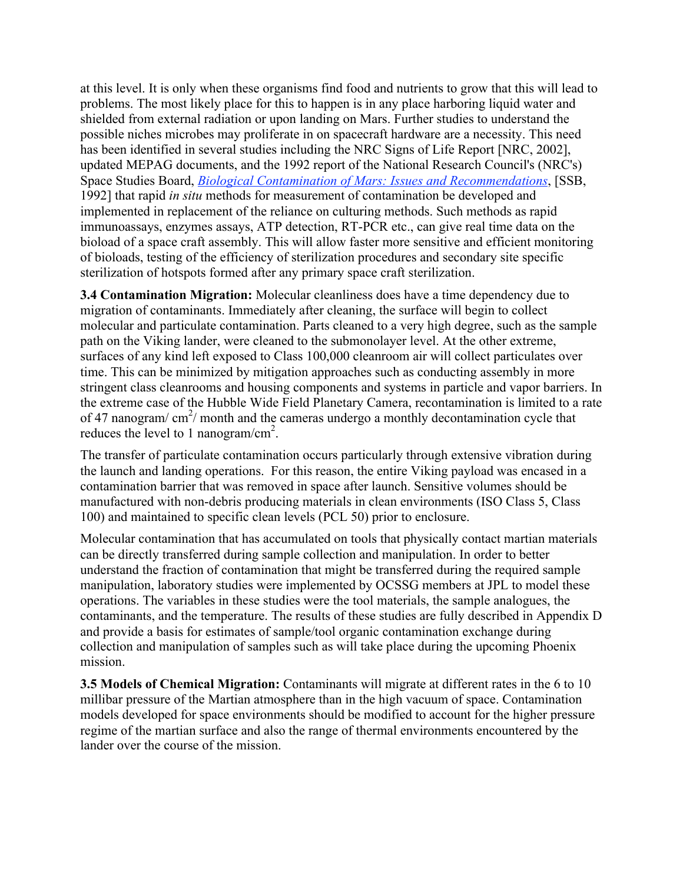at this level. It is only when these organisms find food and nutrients to grow that this will lead to problems. The most likely place for this to happen is in any place harboring liquid water and shielded from external radiation or upon landing on Mars. Further studies to understand the possible niches microbes may proliferate in on spacecraft hardware are a necessity. This need has been identified in several studies including the NRC Signs of Life Report [NRC, 2002], updated MEPAG documents, and the 1992 report of the National Research Council's (NRC's) Space Studies Board, *Biological Contamination of Mars: Issues and Recommendations*, [SSB, 1992] that rapid *in situ* methods for measurement of contamination be developed and implemented in replacement of the reliance on culturing methods. Such methods as rapid immunoassays, enzymes assays, ATP detection, RT-PCR etc., can give real time data on the bioload of a space craft assembly. This will allow faster more sensitive and efficient monitoring of bioloads, testing of the efficiency of sterilization procedures and secondary site specific sterilization of hotspots formed after any primary space craft sterilization.

**3.4 Contamination Migration:** Molecular cleanliness does have a time dependency due to migration of contaminants. Immediately after cleaning, the surface will begin to collect molecular and particulate contamination. Parts cleaned to a very high degree, such as the sample path on the Viking lander, were cleaned to the submonolayer level. At the other extreme, surfaces of any kind left exposed to Class 100,000 cleanroom air will collect particulates over time. This can be minimized by mitigation approaches such as conducting assembly in more stringent class cleanrooms and housing components and systems in particle and vapor barriers. In the extreme case of the Hubble Wide Field Planetary Camera, recontamination is limited to a rate of 47 nanogram/ $cm^2$/ month and the cameras undergo a monthly decontamination cycle that reduces the level to 1 nanogram/$cm^2$.

The transfer of particulate contamination occurs particularly through extensive vibration during the launch and landing operations. For this reason, the entire Viking payload was encased in a contamination barrier that was removed in space after launch. Sensitive volumes should be manufactured with non-debris producing materials in clean environments (ISO Class 5, Class 100) and maintained to specific clean levels (PCL 50) prior to enclosure.

Molecular contamination that has accumulated on tools that physically contact martian materials can be directly transferred during sample collection and manipulation. In order to better understand the fraction of contamination that might be transferred during the required sample manipulation, laboratory studies were implemented by OCSSG members at JPL to model these operations. The variables in these studies were the tool materials, the sample analogues, the contaminants, and the temperature. The results of these studies are fully described in Appendix D and provide a basis for estimates of sample/tool organic contamination exchange during collection and manipulation of samples such as will take place during the upcoming Phoenix mission.

**3.5 Models of Chemical Migration:** Contaminants will migrate at different rates in the 6 to 10 millibar pressure of the Martian atmosphere than in the high vacuum of space. Contamination models developed for space environments should be modified to account for the higher pressure regime of the martian surface and also the range of thermal environments encountered by the lander over the course of the mission.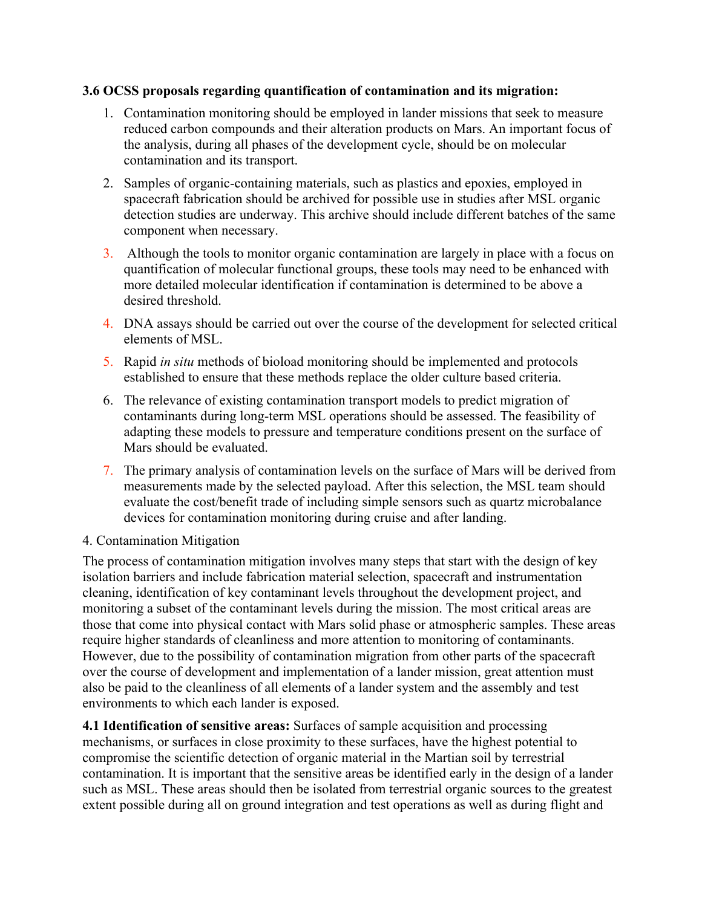**3.6 OCSS proposals regarding quantification of contamination and its migration:**

1. Contamination monitoring should be employed in lander missions that seek to measure reduced carbon compounds and their alteration products on Mars. An important focus of the analysis, during all phases of the development cycle, should be on molecular contamination and its transport.
2. Samples of organic-containing materials, such as plastics and epoxies, employed in spacecraft fabrication should be archived for possible use in studies after MSL organic detection studies are underway. This archive should include different batches of the same component when necessary.
3. Although the tools to monitor organic contamination are largely in place with a focus on quantification of molecular functional groups, these tools may need to be enhanced with more detailed molecular identification if contamination is determined to be above a desired threshold.
4. DNA assays should be carried out over the course of the development for selected critical elements of MSL.
5. Rapid *in situ* methods of bioload monitoring should be implemented and protocols established to ensure that these methods replace the older culture based criteria.
6. The relevance of existing contamination transport models to predict migration of contaminants during long-term MSL operations should be assessed. The feasibility of adapting these models to pressure and temperature conditions present on the surface of Mars should be evaluated.
7. The primary analysis of contamination levels on the surface of Mars will be derived from measurements made by the selected payload. After this selection, the MSL team should evaluate the cost/benefit trade of including simple sensors such as quartz microbalance devices for contamination monitoring during cruise and after landing.

## 4. Contamination Mitigation

The process of contamination mitigation involves many steps that start with the design of key isolation barriers and include fabrication material selection, spacecraft and instrumentation cleaning, identification of key contaminant levels throughout the development project, and monitoring a subset of the contaminant levels during the mission. The most critical areas are those that come into physical contact with Mars solid phase or atmospheric samples. These areas require higher standards of cleanliness and more attention to monitoring of contaminants. However, due to the possibility of contamination migration from other parts of the spacecraft over the course of development and implementation of a lander mission, great attention must also be paid to the cleanliness of all elements of a lander system and the assembly and test environments to which each lander is exposed.

**4.1 Identification of sensitive areas:** Surfaces of sample acquisition and processing mechanisms, or surfaces in close proximity to these surfaces, have the highest potential to compromise the scientific detection of organic material in the Martian soil by terrestrial contamination. It is important that the sensitive areas be identified early in the design of a lander such as MSL. These areas should then be isolated from terrestrial organic sources to the greatest extent possible during all on ground integration and test operations as well as during flight and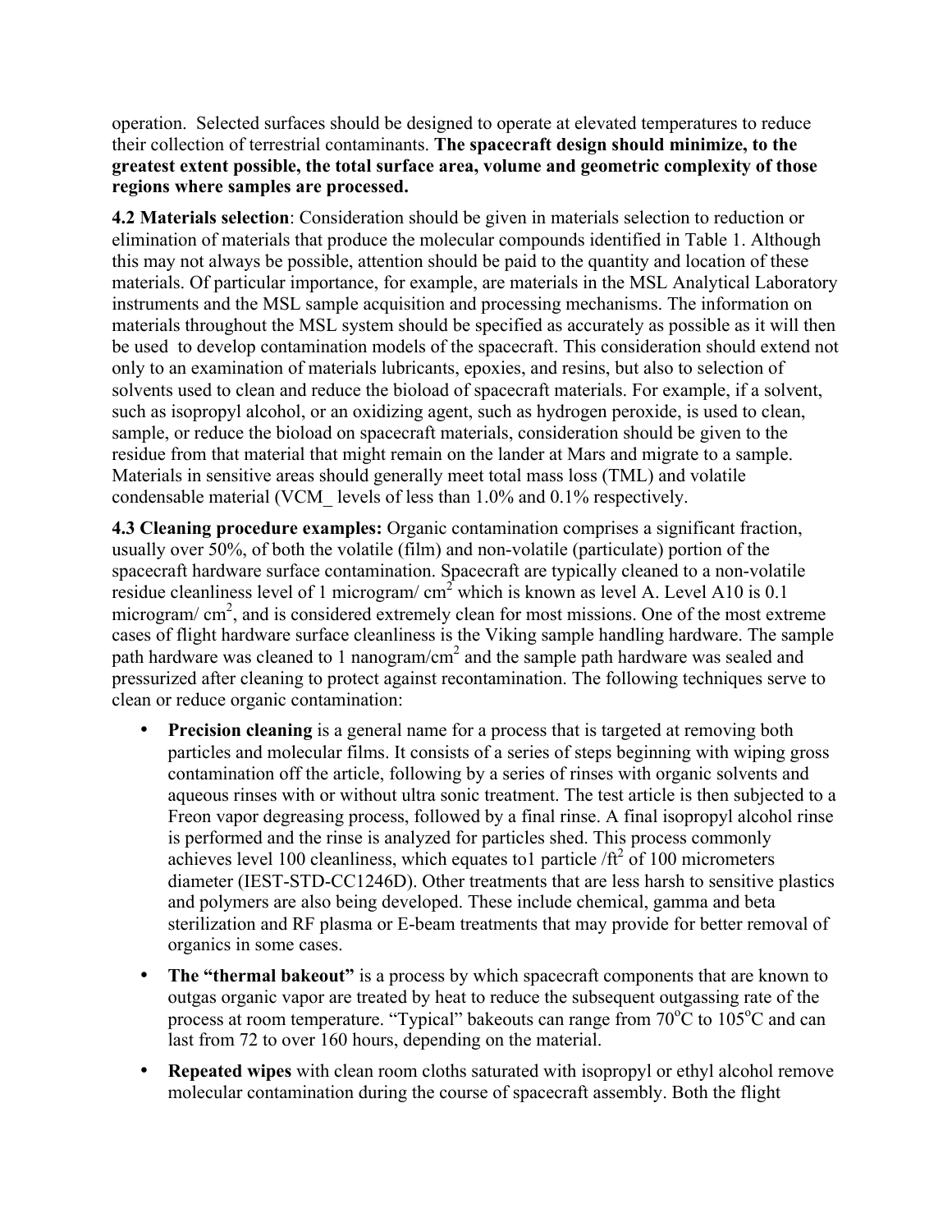operation. Selected surfaces should be designed to operate at elevated temperatures to reduce their collection of terrestrial contaminants. **The spacecraft design should minimize, to the greatest extent possible, the total surface area, volume and geometric complexity of those regions where samples are processed.**

**4.2 Materials selection**: Consideration should be given in materials selection to reduction or elimination of materials that produce the molecular compounds identified in Table 1. Although this may not always be possible, attention should be paid to the quantity and location of these materials. Of particular importance, for example, are materials in the MSL Analytical Laboratory instruments and the MSL sample acquisition and processing mechanisms. The information on materials throughout the MSL system should be specified as accurately as possible as it will then be used to develop contamination models of the spacecraft. This consideration should extend not only to an examination of materials lubricants, epoxies, and resins, but also to selection of solvents used to clean and reduce the bioload of spacecraft materials. For example, if a solvent, such as isopropyl alcohol, or an oxidizing agent, such as hydrogen peroxide, is used to clean, sample, or reduce the bioload on spacecraft materials, consideration should be given to the residue from that material that might remain on the lander at Mars and migrate to a sample. Materials in sensitive areas should generally meet total mass loss (TML) and volatile condensable material (VCM_ levels of less than 1.0% and 0.1% respectively.

**4.3 Cleaning procedure examples:** Organic contamination comprises a significant fraction, usually over 50%, of both the volatile (film) and non-volatile (particulate) portion of the spacecraft hardware surface contamination. Spacecraft are typically cleaned to a non-volatile residue cleanliness level of 1 microgram/ $cm^2$ which is known as level A. Level A10 is 0.1 microgram/ $cm^2$, and is considered extremely clean for most missions. One of the most extreme cases of flight hardware surface cleanliness is the Viking sample handling hardware. The sample path hardware was cleaned to 1 nanogram/$cm^2$ and the sample path hardware was sealed and pressurized after cleaning to protect against recontamination. The following techniques serve to clean or reduce organic contamination:

- **Precision cleaning** is a general name for a process that is targeted at removing both particles and molecular films. It consists of a series of steps beginning with wiping gross contamination off the article, following by a series of rinses with organic solvents and aqueous rinses with or without ultra sonic treatment. The test article is then subjected to a Freon vapor degreasing process, followed by a final rinse. A final isopropyl alcohol rinse is performed and the rinse is analyzed for particles shed. This process commonly achieves level 100 cleanliness, which equates to1 particle /$ft^2$ of 100 micrometers diameter (IEST-STD-CC1246D). Other treatments that are less harsh to sensitive plastics and polymers are also being developed. These include chemical, gamma and beta sterilization and RF plasma or E-beam treatments that may provide for better removal of organics in some cases.
- **The "thermal bakeout"** is a process by which spacecraft components that are known to outgas organic vapor are treated by heat to reduce the subsequent outgassing rate of the process at room temperature. "Typical" bakeouts can range from 70°C to 105°C and can last from 72 to over 160 hours, depending on the material.
- **Repeated wipes** with clean room cloths saturated with isopropyl or ethyl alcohol remove molecular contamination during the course of spacecraft assembly. Both the flight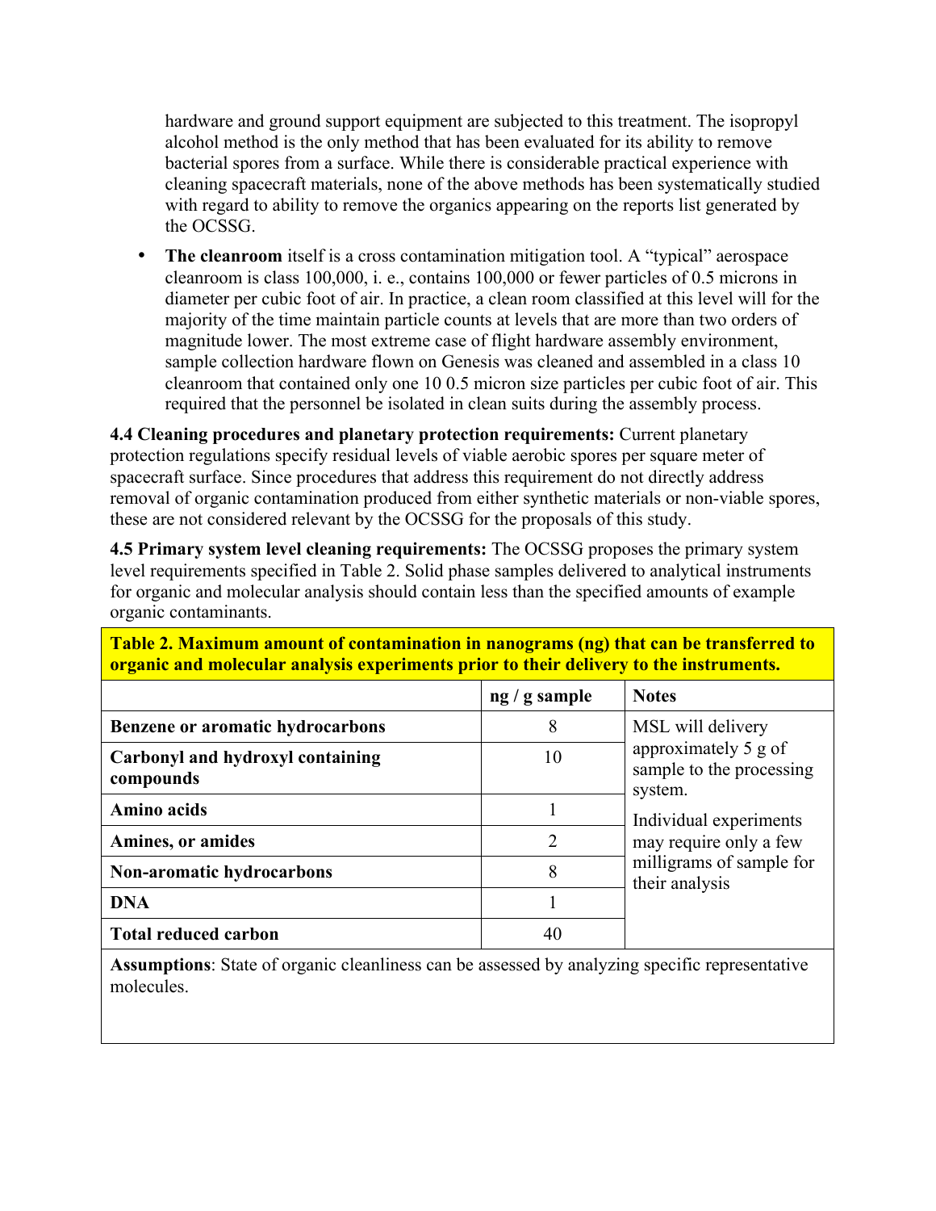hardware and ground support equipment are subjected to this treatment. The isopropyl alcohol method is the only method that has been evaluated for its ability to remove bacterial spores from a surface. While there is considerable practical experience with cleaning spacecraft materials, none of the above methods has been systematically studied with regard to ability to remove the organics appearing on the reports list generated by the OCSSG.

- **The cleanroom** itself is a cross contamination mitigation tool. A "typical" aerospace cleanroom is class 100,000, i. e., contains 100,000 or fewer particles of 0.5 microns in diameter per cubic foot of air. In practice, a clean room classified at this level will for the majority of the time maintain particle counts at levels that are more than two orders of magnitude lower. The most extreme case of flight hardware assembly environment, sample collection hardware flown on Genesis was cleaned and assembled in a class 10 cleanroom that contained only one 10 0.5 micron size particles per cubic foot of air. This required that the personnel be isolated in clean suits during the assembly process.

**4.4 Cleaning procedures and planetary protection requirements:** Current planetary protection regulations specify residual levels of viable aerobic spores per square meter of spacecraft surface. Since procedures that address this requirement do not directly address removal of organic contamination produced from either synthetic materials or non-viable spores, these are not considered relevant by the OCSSG for the proposals of this study.

**4.5 Primary system level cleaning requirements:** The OCSSG proposes the primary system level requirements specified in Table 2. Solid phase samples delivered to analytical instruments for organic and molecular analysis should contain less than the specified amounts of example organic contaminants.

**Table 2. Maximum amount of contamination in nanograms (ng) that can be transferred to organic and molecular analysis experiments prior to their delivery to the instruments.**

| | ng / g sample | Notes |
|---|---|---|
| **Benzene or aromatic hydrocarbons** | 8 | MSL will delivery approximately 5 g of sample to the processing system. Individual experiments may require only a few milligrams of sample for their analysis |
| **Carbonyl and hydroxyl containing compounds** | 10 | |
| **Amino acids** | 1 | |
| **Amines, or amides** | 2 | |
| **Non-aromatic hydrocarbons** | 8 | |
| **DNA** | 1 | |
| **Total reduced carbon** | 40 | |

**Assumptions**: State of organic cleanliness can be assessed by analyzing specific representative molecules.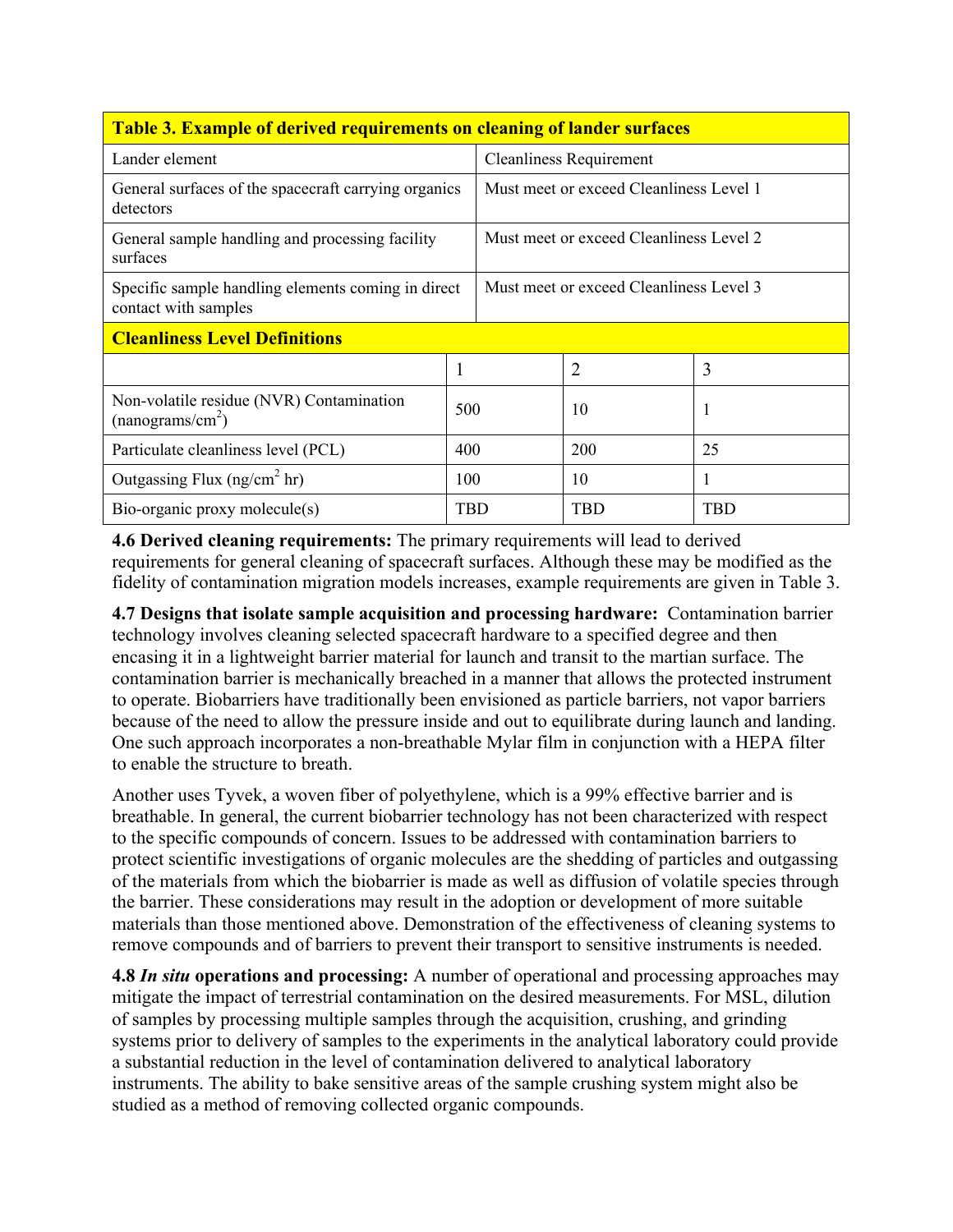| **Table 3. Example of derived requirements on cleaning of lander surfaces** | | | |
|---|---|---|---|
| Lander element | Cleanliness Requirement | | |
| General surfaces of the spacecraft carrying organics detectors | Must meet or exceed Cleanliness Level 1 | | |
| General sample handling and processing facility surfaces | Must meet or exceed Cleanliness Level 2 | | |
| Specific sample handling elements coming in direct contact with samples | Must meet or exceed Cleanliness Level 3 | | |
| **Cleanliness Level Definitions** | | | |
| | 1 | 2 | 3 |
| Non-volatile residue (NVR) Contamination (nanograms/cm$^2$) | 500 | 10 | 1 |
| Particulate cleanliness level (PCL) | 400 | 200 | 25 |
| Outgassing Flux (ng/cm$^2$ hr) | 100 | 10 | 1 |
| Bio-organic proxy molecule(s) | TBD | TBD | TBD |

**4.6 Derived cleaning requirements:** The primary requirements will lead to derived requirements for general cleaning of spacecraft surfaces. Although these may be modified as the fidelity of contamination migration models increases, example requirements are given in Table 3.

**4.7 Designs that isolate sample acquisition and processing hardware:** Contamination barrier technology involves cleaning selected spacecraft hardware to a specified degree and then encasing it in a lightweight barrier material for launch and transit to the martian surface. The contamination barrier is mechanically breached in a manner that allows the protected instrument to operate. Biobarriers have traditionally been envisioned as particle barriers, not vapor barriers because of the need to allow the pressure inside and out to equilibrate during launch and landing. One such approach incorporates a non-breathable Mylar film in conjunction with a HEPA filter to enable the structure to breath.

Another uses Tyvek, a woven fiber of polyethylene, which is a 99% effective barrier and is breathable. In general, the current biobarrier technology has not been characterized with respect to the specific compounds of concern. Issues to be addressed with contamination barriers to protect scientific investigations of organic molecules are the shedding of particles and outgassing of the materials from which the biobarrier is made as well as diffusion of volatile species through the barrier. These considerations may result in the adoption or development of more suitable materials than those mentioned above. Demonstration of the effectiveness of cleaning systems to remove compounds and of barriers to prevent their transport to sensitive instruments is needed.

**4.8 *In situ* operations and processing:** A number of operational and processing approaches may mitigate the impact of terrestrial contamination on the desired measurements. For MSL, dilution of samples by processing multiple samples through the acquisition, crushing, and grinding systems prior to delivery of samples to the experiments in the analytical laboratory could provide a substantial reduction in the level of contamination delivered to analytical laboratory instruments. The ability to bake sensitive areas of the sample crushing system might also be studied as a method of removing collected organic compounds.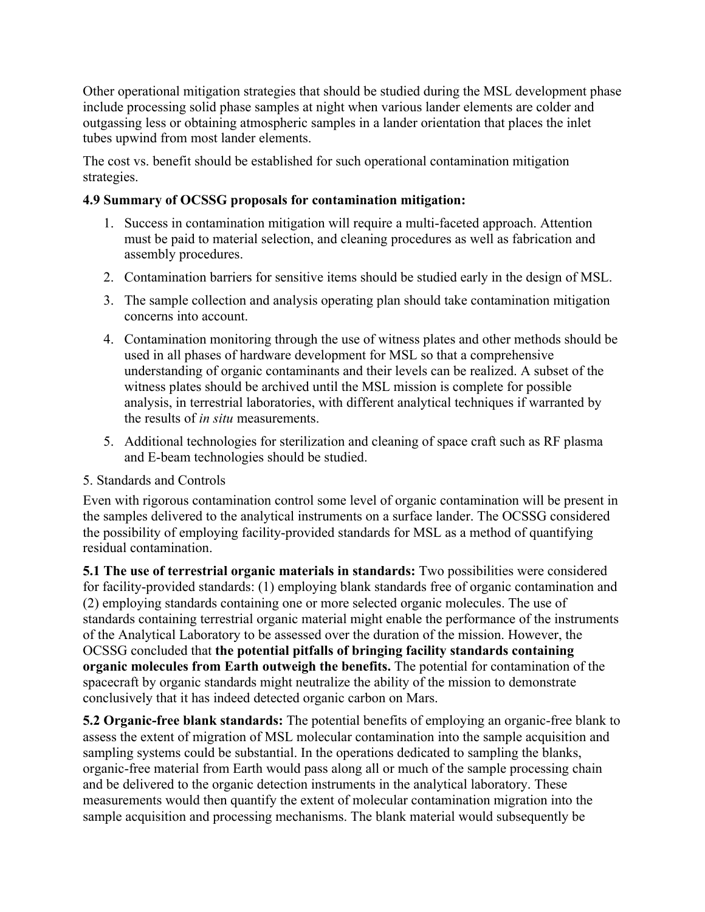Other operational mitigation strategies that should be studied during the MSL development phase include processing solid phase samples at night when various lander elements are colder and outgassing less or obtaining atmospheric samples in a lander orientation that places the inlet tubes upwind from most lander elements.

The cost vs. benefit should be established for such operational contamination mitigation strategies.

**4.9 Summary of OCSSG proposals for contamination mitigation:**

1. Success in contamination mitigation will require a multi-faceted approach. Attention must be paid to material selection, and cleaning procedures as well as fabrication and assembly procedures.
2. Contamination barriers for sensitive items should be studied early in the design of MSL.
3. The sample collection and analysis operating plan should take contamination mitigation concerns into account.
4. Contamination monitoring through the use of witness plates and other methods should be used in all phases of hardware development for MSL so that a comprehensive understanding of organic contaminants and their levels can be realized. A subset of the witness plates should be archived until the MSL mission is complete for possible analysis, in terrestrial laboratories, with different analytical techniques if warranted by the results of *in situ* measurements.
5. Additional technologies for sterilization and cleaning of space craft such as RF plasma and E-beam technologies should be studied.

5. Standards and Controls

Even with rigorous contamination control some level of organic contamination will be present in the samples delivered to the analytical instruments on a surface lander. The OCSSG considered the possibility of employing facility-provided standards for MSL as a method of quantifying residual contamination.

**5.1 The use of terrestrial organic materials in standards:** Two possibilities were considered for facility-provided standards: (1) employing blank standards free of organic contamination and (2) employing standards containing one or more selected organic molecules. The use of standards containing terrestrial organic material might enable the performance of the instruments of the Analytical Laboratory to be assessed over the duration of the mission. However, the OCSSG concluded that **the potential pitfalls of bringing facility standards containing organic molecules from Earth outweigh the benefits.** The potential for contamination of the spacecraft by organic standards might neutralize the ability of the mission to demonstrate conclusively that it has indeed detected organic carbon on Mars.

**5.2 Organic-free blank standards:** The potential benefits of employing an organic-free blank to assess the extent of migration of MSL molecular contamination into the sample acquisition and sampling systems could be substantial. In the operations dedicated to sampling the blanks, organic-free material from Earth would pass along all or much of the sample processing chain and be delivered to the organic detection instruments in the analytical laboratory. These measurements would then quantify the extent of molecular contamination migration into the sample acquisition and processing mechanisms. The blank material would subsequently be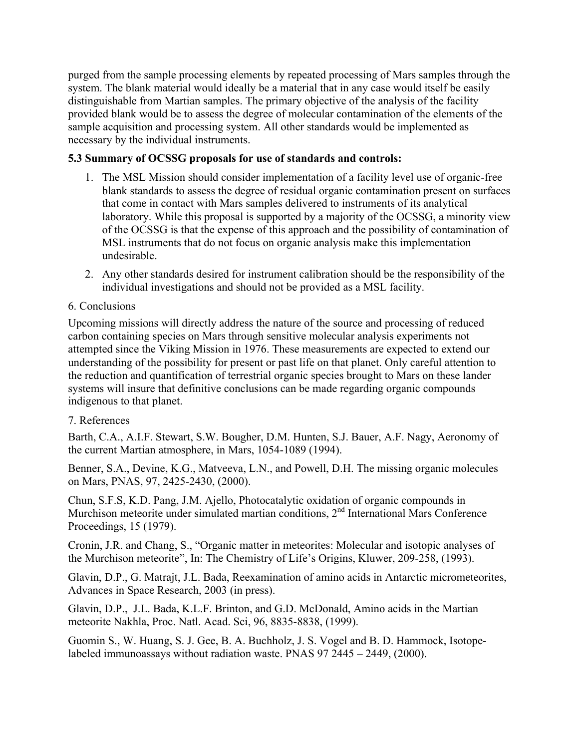purged from the sample processing elements by repeated processing of Mars samples through the system. The blank material would ideally be a material that in any case would itself be easily distinguishable from Martian samples. The primary objective of the analysis of the facility provided blank would be to assess the degree of molecular contamination of the elements of the sample acquisition and processing system. All other standards would be implemented as necessary by the individual instruments.

### 5.3 Summary of OCSSG proposals for use of standards and controls:

1. The MSL Mission should consider implementation of a facility level use of organic-free blank standards to assess the degree of residual organic contamination present on surfaces that come in contact with Mars samples delivered to instruments of its analytical laboratory. While this proposal is supported by a majority of the OCSSG, a minority view of the OCSSG is that the expense of this approach and the possibility of contamination of MSL instruments that do not focus on organic analysis make this implementation undesirable.
2. Any other standards desired for instrument calibration should be the responsibility of the individual investigations and should not be provided as a MSL facility.

## 6. Conclusions

Upcoming missions will directly address the nature of the source and processing of reduced carbon containing species on Mars through sensitive molecular analysis experiments not attempted since the Viking Mission in 1976. These measurements are expected to extend our understanding of the possibility for present or past life on that planet. Only careful attention to the reduction and quantification of terrestrial organic species brought to Mars on these lander systems will insure that definitive conclusions can be made regarding organic compounds indigenous to that planet.

## 7. References

Barth, C.A., A.I.F. Stewart, S.W. Bougher, D.M. Hunten, S.J. Bauer, A.F. Nagy, Aeronomy of the current Martian atmosphere, in Mars, 1054-1089 (1994).

Benner, S.A., Devine, K.G., Matveeva, L.N., and Powell, D.H. The missing organic molecules on Mars, PNAS, 97, 2425-2430, (2000).

Chun, S.F.S, K.D. Pang, J.M. Ajello, Photocatalytic oxidation of organic compounds in Murchison meteorite under simulated martian conditions, 2nd International Mars Conference Proceedings, 15 (1979).

Cronin, J.R. and Chang, S., "Organic matter in meteorites: Molecular and isotopic analyses of the Murchison meteorite", In: The Chemistry of Life's Origins, Kluwer, 209-258, (1993).

Glavin, D.P., G. Matrajt, J.L. Bada, Reexamination of amino acids in Antarctic micrometeorites, Advances in Space Research, 2003 (in press).

Glavin, D.P., J.L. Bada, K.L.F. Brinton, and G.D. McDonald, Amino acids in the Martian meteorite Nakhla, Proc. Natl. Acad. Sci, 96, 8835-8838, (1999).

Guomin S., W. Huang, S. J. Gee, B. A. Buchholz, J. S. Vogel and B. D. Hammock, Isotope-labeled immunoassays without radiation waste. PNAS 97 2445 – 2449, (2000).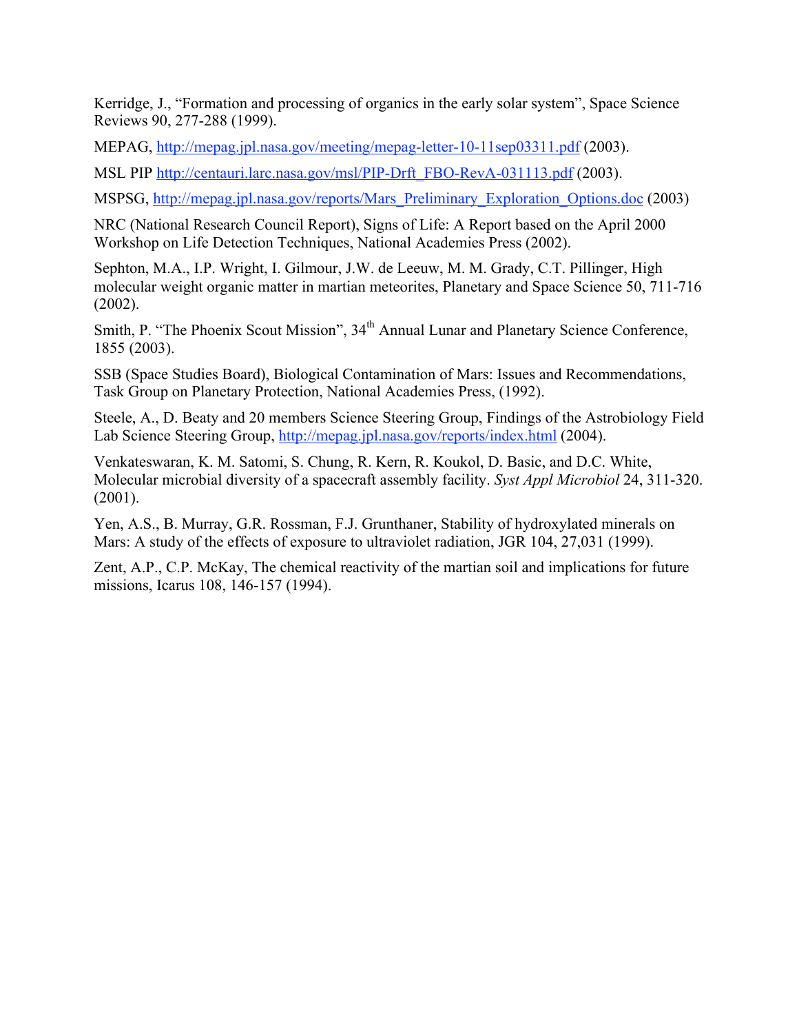Kerridge, J., "Formation and processing of organics in the early solar system", Space Science Reviews 90, 277-288 (1999).

MEPAG, http://mepag.jpl.nasa.gov/meeting/mepag-letter-10-11sep03311.pdf (2003).

MSL PIP http://centauri.larc.nasa.gov/msl/PIP-Drft_FBO-RevA-031113.pdf (2003).

MSPSG, http://mepag.jpl.nasa.gov/reports/Mars_Preliminary_Exploration_Options.doc (2003)

NRC (National Research Council Report), Signs of Life: A Report based on the April 2000 Workshop on Life Detection Techniques, National Academies Press (2002).

Sephton, M.A., I.P. Wright, I. Gilmour, J.W. de Leeuw, M. M. Grady, C.T. Pillinger, High molecular weight organic matter in martian meteorites, Planetary and Space Science 50, 711-716 (2002).

Smith, P. "The Phoenix Scout Mission", 34th Annual Lunar and Planetary Science Conference, 1855 (2003).

SSB (Space Studies Board), Biological Contamination of Mars: Issues and Recommendations, Task Group on Planetary Protection, National Academies Press, (1992).

Steele, A., D. Beaty and 20 members Science Steering Group, Findings of the Astrobiology Field Lab Science Steering Group, http://mepag.jpl.nasa.gov/reports/index.html (2004).

Venkateswaran, K. M. Satomi, S. Chung, R. Kern, R. Koukol, D. Basic, and D.C. White, Molecular microbial diversity of a spacecraft assembly facility. *Syst Appl Microbiol* 24, 311-320. (2001).

Yen, A.S., B. Murray, G.R. Rossman, F.J. Grunthaner, Stability of hydroxylated minerals on Mars: A study of the effects of exposure to ultraviolet radiation, JGR 104, 27,031 (1999).

Zent, A.P., C.P. McKay, The chemical reactivity of the martian soil and implications for future missions, Icarus 108, 146-157 (1994).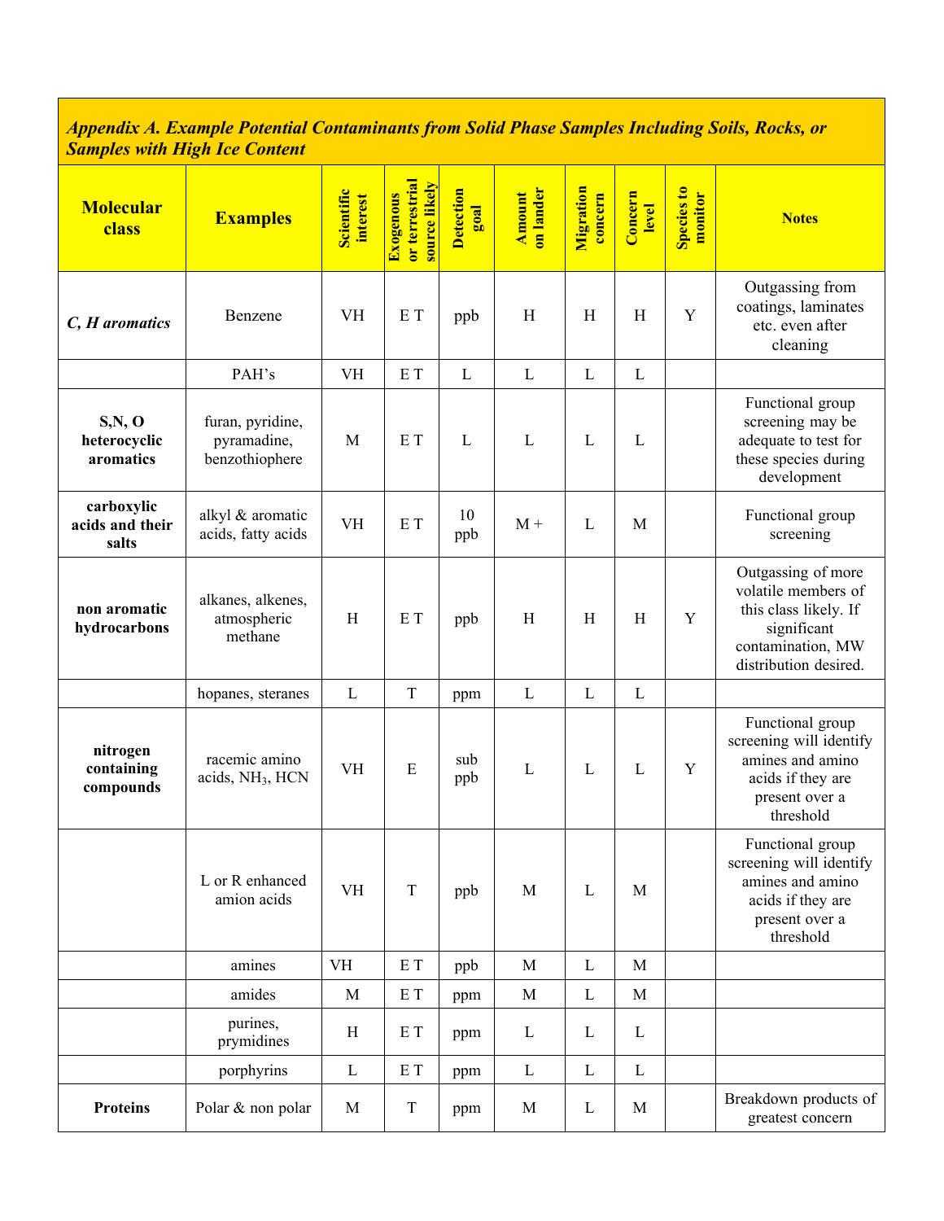*Appendix A. Example Potential Contaminants from Solid Phase Samples Including Soils, Rocks, or Samples with High Ice Content*

| Molecular class | Examples | Scientific interest | Exogenous or terrestrial source likely | Detection goal | Amount on lander | Migration concern | Concern level | Species to monitor | Notes |
|---|---|---|---|---|---|---|---|---|---|
| ***C, H aromatics*** | Benzene | VH | E T | ppb | H | H | H | Y | Outgassing from coatings, laminates etc. even after cleaning |
| | PAH's | VH | E T | L | L | L | L | | |
| **S,N, O heterocyclic aromatics** | furan, pyridine, pyramadine, benzothiophere | M | E T | L | L | L | L | | Functional group screening may be adequate to test for these species during development |
| **carboxylic acids and their salts** | alkyl & aromatic acids, fatty acids | VH | E T | 10 ppb | M + | L | M | | Functional group screening |
| **non aromatic hydrocarbons** | alkanes, alkenes, atmospheric methane | H | E T | ppb | H | H | H | Y | Outgassing of more volatile members of this class likely. If significant contamination, MW distribution desired. |
| | hopanes, steranes | L | T | ppm | L | L | L | | |
| **nitrogen containing compounds** | racemic amino acids, $NH_3$, HCN | VH | E | sub ppb | L | L | L | Y | Functional group screening will identify amines and amino acids if they are present over a threshold |
| | L or R enhanced amion acids | VH | T | ppb | M | L | M | | Functional group screening will identify amines and amino acids if they are present over a threshold |
| | amines | VH | E T | ppb | M | L | M | | |
| | amides | M | E T | ppm | M | L | M | | |
| | purines, prymidines | H | E T | ppm | L | L | L | | |
| | porphyrins | L | E T | ppm | L | L | L | | |
| **Proteins** | Polar & non polar | M | T | ppm | M | L | M | | Breakdown products of greatest concern |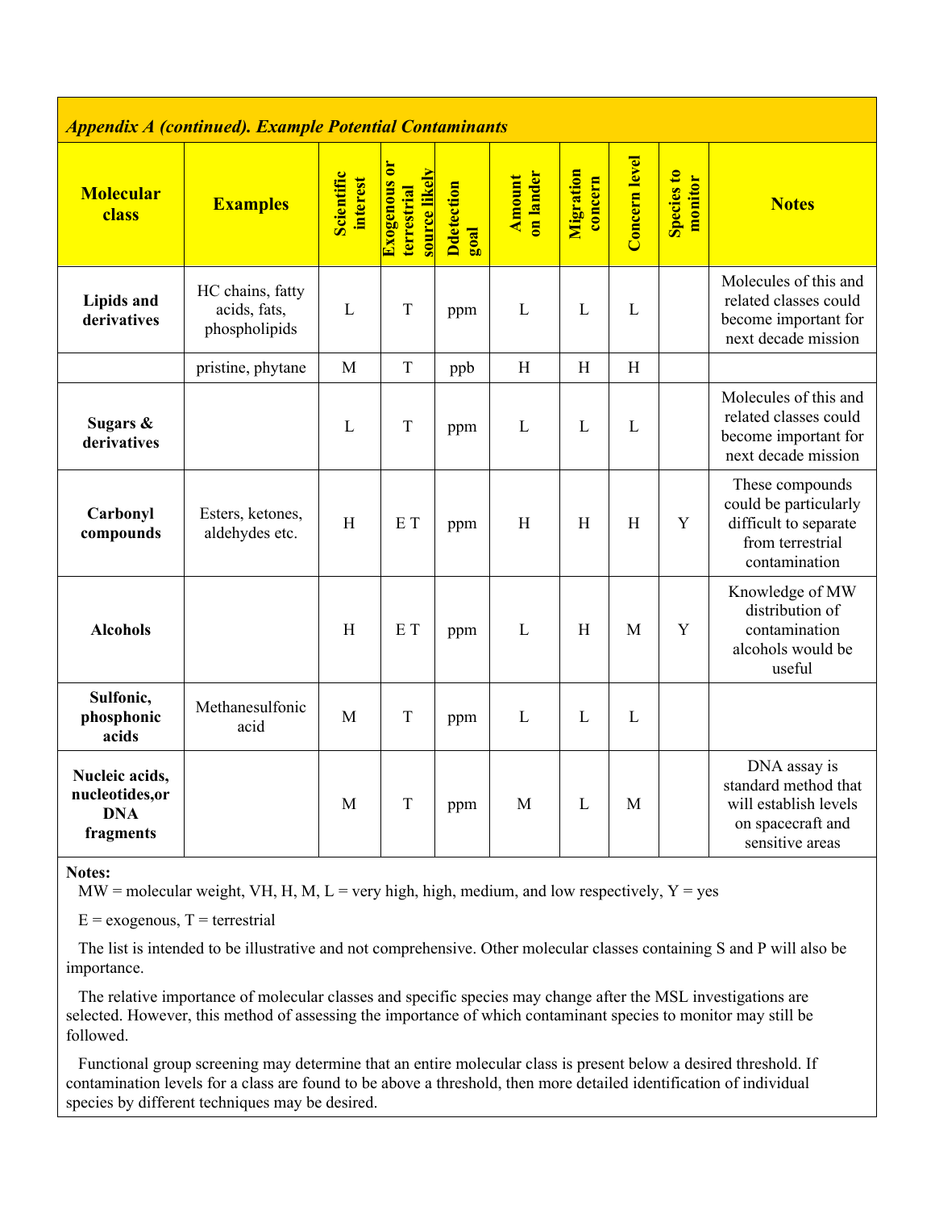*Appendix A (continued). Example Potential Contaminants*

| Molecular class | Examples | Scientific interest | Exogenous or terrestrial source likely | Ddetection goal | Amount on lander | Migration concern | Concern level | Species to monitor | Notes |
|---|---|---|---|---|---|---|---|---|---|
| **Lipids and derivatives** | HC chains, fatty acids, fats, phospholipids | L | T | ppm | L | L | L | | Molecules of this and related classes could become important for next decade mission |
| | pristine, phytane | M | T | ppb | H | H | H | | |
| **Sugars & derivatives** | | L | T | ppm | L | L | L | | Molecules of this and related classes could become important for next decade mission |
| **Carbonyl compounds** | Esters, ketones, aldehydes etc. | H | E T | ppm | H | H | H | Y | These compounds could be particularly difficult to separate from terrestrial contamination |
| **Alcohols** | | H | E T | ppm | L | H | M | Y | Knowledge of MW distribution of contamination alcohols would be useful |
| **Sulfonic, phosphonic acids** | Methanesulfonic acid | M | T | ppm | L | L | L | | |
| **Nucleic acids, nucleotides,or DNA fragments** | | M | T | ppm | M | L | M | | DNA assay is standard method that will establish levels on spacecraft and sensitive areas |

**Notes:**

MW = molecular weight, VH, H, M, L = very high, high, medium, and low respectively, Y = yes

E = exogenous, T = terrestrial

The list is intended to be illustrative and not comprehensive. Other molecular classes containing S and P will also be importance.

The relative importance of molecular classes and specific species may change after the MSL investigations are selected. However, this method of assessing the importance of which contaminant species to monitor may still be followed.

Functional group screening may determine that an entire molecular class is present below a desired threshold. If contamination levels for a class are found to be above a threshold, then more detailed identification of individual species by different techniques may be desired.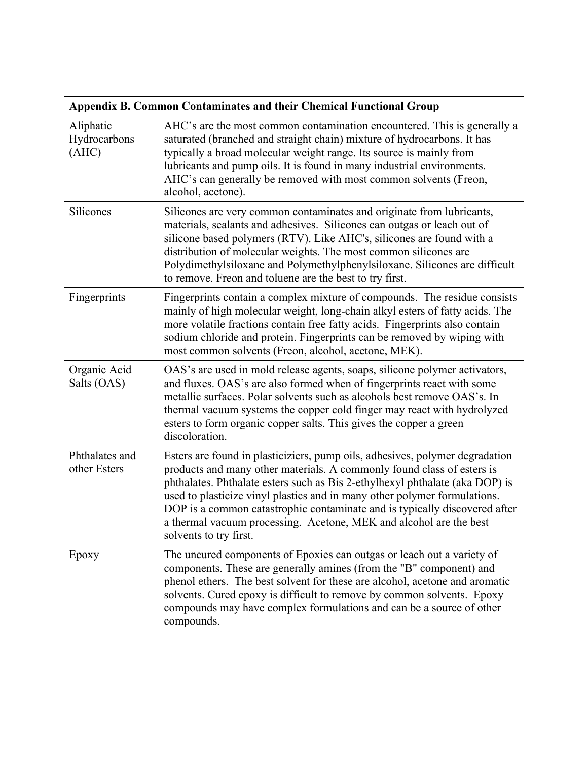| Appendix B. Common Contaminates and their Chemical Functional Group | |
|---|---|
| Aliphatic Hydrocarbons (AHC) | AHC's are the most common contamination encountered. This is generally a saturated (branched and straight chain) mixture of hydrocarbons. It has typically a broad molecular weight range. Its source is mainly from lubricants and pump oils. It is found in many industrial environments. AHC's can generally be removed with most common solvents (Freon, alcohol, acetone). |
| Silicones | Silicones are very common contaminates and originate from lubricants, materials, sealants and adhesives. Silicones can outgas or leach out of silicone based polymers (RTV). Like AHC's, silicones are found with a distribution of molecular weights. The most common silicones are Polydimethylsiloxane and Polymethylphenylsiloxane. Silicones are difficult to remove. Freon and toluene are the best to try first. |
| Fingerprints | Fingerprints contain a complex mixture of compounds. The residue consists mainly of high molecular weight, long-chain alkyl esters of fatty acids. The more volatile fractions contain free fatty acids. Fingerprints also contain sodium chloride and protein. Fingerprints can be removed by wiping with most common solvents (Freon, alcohol, acetone, MEK). |
| Organic Acid Salts (OAS) | OAS's are used in mold release agents, soaps, silicone polymer activators, and fluxes. OAS's are also formed when of fingerprints react with some metallic surfaces. Polar solvents such as alcohols best remove OAS's. In thermal vacuum systems the copper cold finger may react with hydrolyzed esters to form organic copper salts. This gives the copper a green discoloration. |
| Phthalates and other Esters | Esters are found in plasticiziers, pump oils, adhesives, polymer degradation products and many other materials. A commonly found class of esters is phthalates. Phthalate esters such as Bis 2-ethylhexyl phthalate (aka DOP) is used to plasticize vinyl plastics and in many other polymer formulations. DOP is a common catastrophic contaminate and is typically discovered after a thermal vacuum processing. Acetone, MEK and alcohol are the best solvents to try first. |
| Epoxy | The uncured components of Epoxies can outgas or leach out a variety of components. These are generally amines (from the "B" component) and phenol ethers. The best solvent for these are alcohol, acetone and aromatic solvents. Cured epoxy is difficult to remove by common solvents. Epoxy compounds may have complex formulations and can be a source of other compounds. |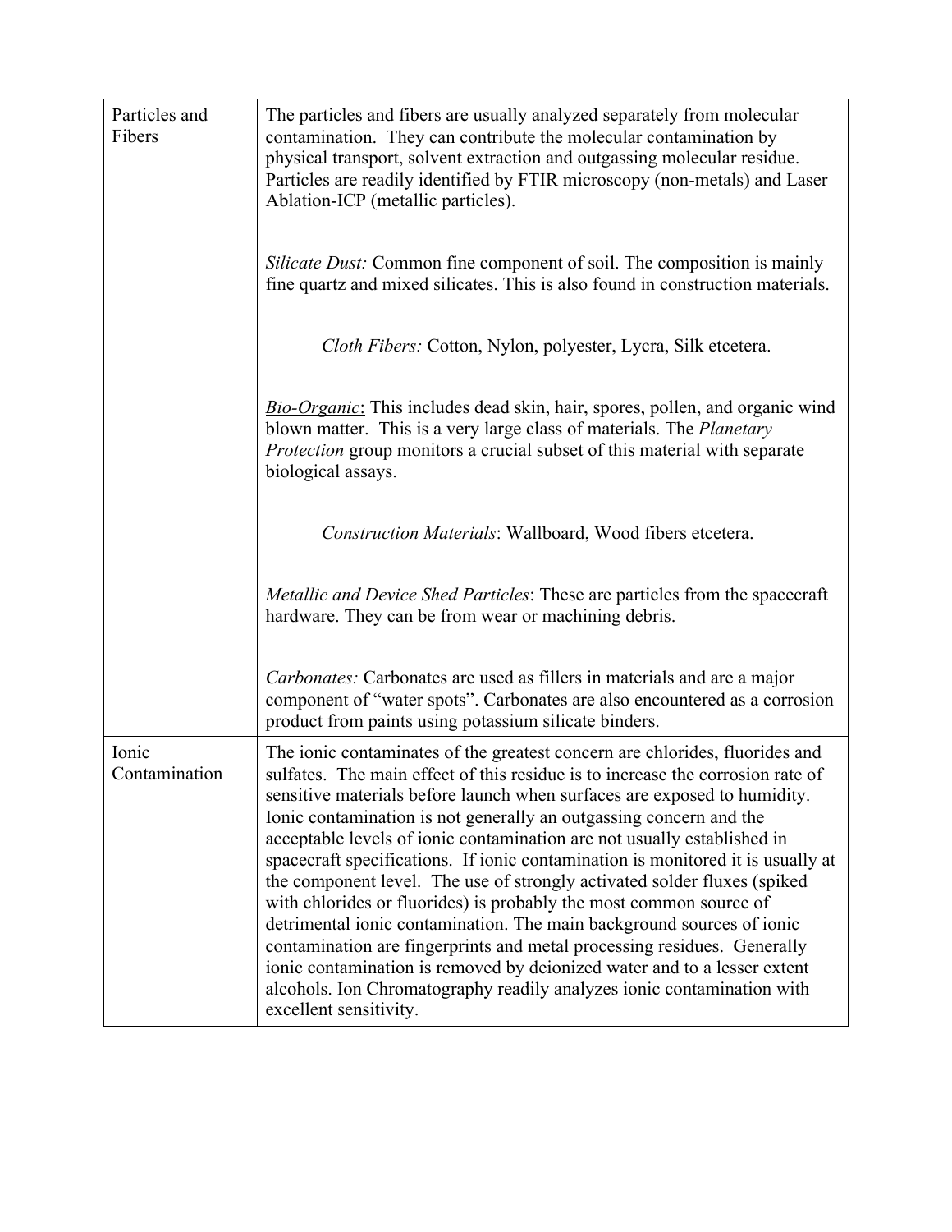| | |
|---|---|
| Particles and Fibers | The particles and fibers are usually analyzed separately from molecular contamination. They can contribute the molecular contamination by physical transport, solvent extraction and outgassing molecular residue. Particles are readily identified by FTIR microscopy (non-metals) and Laser Ablation-ICP (metallic particles).<br><br>*Silicate Dust:* Common fine component of soil. The composition is mainly fine quartz and mixed silicates. This is also found in construction materials.<br><br>*Cloth Fibers:* Cotton, Nylon, polyester, Lycra, Silk etcetera.<br><br>*<u>Bio-Organic</u>*: This includes dead skin, hair, spores, pollen, and organic wind blown matter. This is a very large class of materials. The *Planetary Protection* group monitors a crucial subset of this material with separate biological assays.<br><br>*Construction Materials*: Wallboard, Wood fibers etcetera.<br><br>*Metallic and Device Shed Particles*: These are particles from the spacecraft hardware. They can be from wear or machining debris.<br><br>*Carbonates:* Carbonates are used as fillers in materials and are a major component of "water spots". Carbonates are also encountered as a corrosion product from paints using potassium silicate binders. |
| Ionic Contamination | The ionic contaminates of the greatest concern are chlorides, fluorides and sulfates. The main effect of this residue is to increase the corrosion rate of sensitive materials before launch when surfaces are exposed to humidity. Ionic contamination is not generally an outgassing concern and the acceptable levels of ionic contamination are not usually established in spacecraft specifications. If ionic contamination is monitored it is usually at the component level. The use of strongly activated solder fluxes (spiked with chlorides or fluorides) is probably the most common source of detrimental ionic contamination. The main background sources of ionic contamination are fingerprints and metal processing residues. Generally ionic contamination is removed by deionized water and to a lesser extent alcohols. Ion Chromatography readily analyzes ionic contamination with excellent sensitivity. |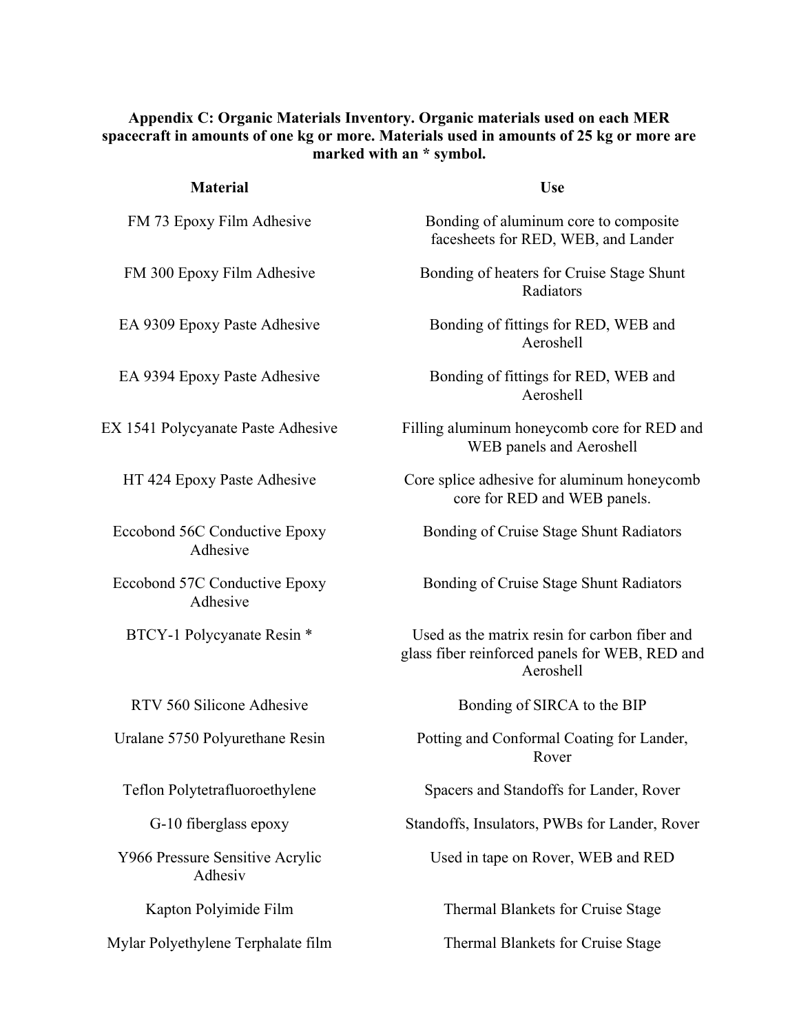**Appendix C: Organic Materials Inventory. Organic materials used on each MER spacecraft in amounts of one kg or more. Materials used in amounts of 25 kg or more are marked with an * symbol.**

| Material | Use |
|---|---|
| FM 73 Epoxy Film Adhesive | Bonding of aluminum core to composite facesheets for RED, WEB, and Lander |
| FM 300 Epoxy Film Adhesive | Bonding of heaters for Cruise Stage Shunt Radiators |
| EA 9309 Epoxy Paste Adhesive | Bonding of fittings for RED, WEB and Aeroshell |
| EA 9394 Epoxy Paste Adhesive | Bonding of fittings for RED, WEB and Aeroshell |
| EX 1541 Polycyanate Paste Adhesive | Filling aluminum honeycomb core for RED and WEB panels and Aeroshell |
| HT 424 Epoxy Paste Adhesive | Core splice adhesive for aluminum honeycomb core for RED and WEB panels. |
| Eccobond 56C Conductive Epoxy Adhesive | Bonding of Cruise Stage Shunt Radiators |
| Eccobond 57C Conductive Epoxy Adhesive | Bonding of Cruise Stage Shunt Radiators |
| BTCY-1 Polycyanate Resin * | Used as the matrix resin for carbon fiber and glass fiber reinforced panels for WEB, RED and Aeroshell |
| RTV 560 Silicone Adhesive | Bonding of SIRCA to the BIP |
| Uralane 5750 Polyurethane Resin | Potting and Conformal Coating for Lander, Rover |
| Teflon Polytetrafluoroethylene | Spacers and Standoffs for Lander, Rover |
| G-10 fiberglass epoxy | Standoffs, Insulators, PWBs for Lander, Rover |
| Y966 Pressure Sensitive Acrylic Adhesiv | Used in tape on Rover, WEB and RED |
| Kapton Polyimide Film | Thermal Blankets for Cruise Stage |
| Mylar Polyethylene Terphalate film | Thermal Blankets for Cruise Stage |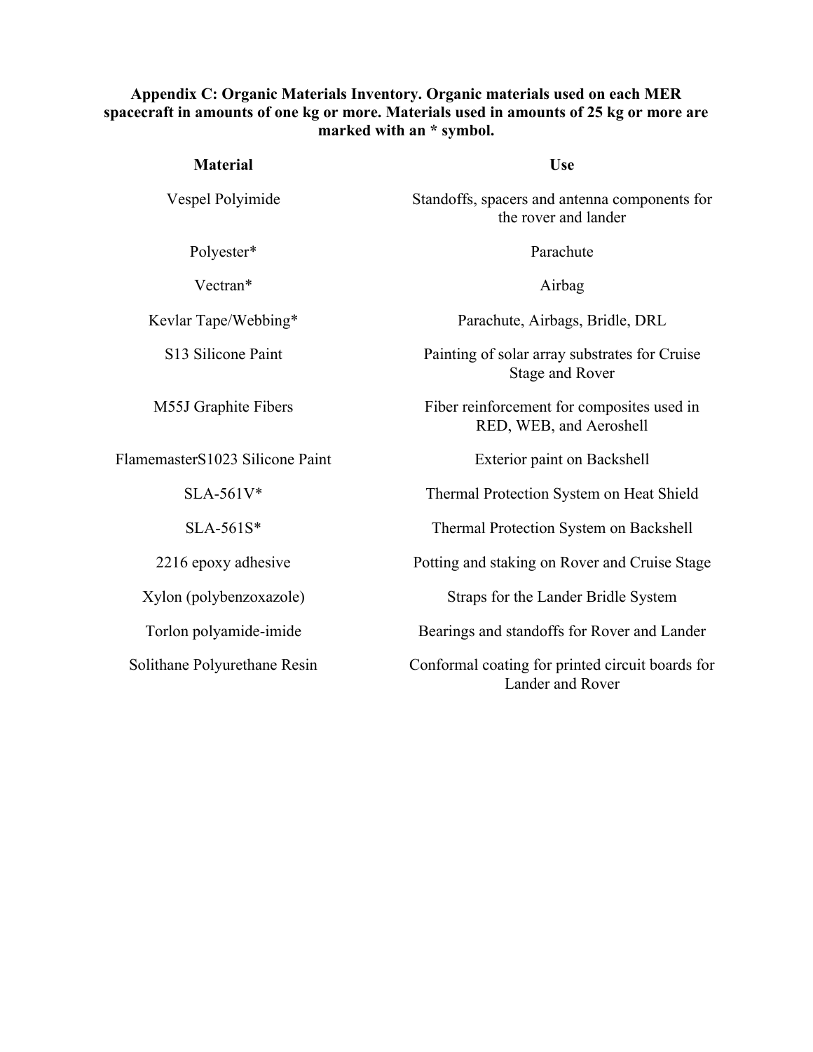**Appendix C: Organic Materials Inventory. Organic materials used on each MER spacecraft in amounts of one kg or more. Materials used in amounts of 25 kg or more are marked with an * symbol.**

| Material | Use |
|---|---|
| Vespel Polyimide | Standoffs, spacers and antenna components for the rover and lander |
| Polyester* | Parachute |
| Vectran* | Airbag |
| Kevlar Tape/Webbing* | Parachute, Airbags, Bridle, DRL |
| S13 Silicone Paint | Painting of solar array substrates for Cruise Stage and Rover |
| M55J Graphite Fibers | Fiber reinforcement for composites used in RED, WEB, and Aeroshell |
| FlamemasterS1023 Silicone Paint | Exterior paint on Backshell |
| SLA-561V* | Thermal Protection System on Heat Shield |
| SLA-561S* | Thermal Protection System on Backshell |
| 2216 epoxy adhesive | Potting and staking on Rover and Cruise Stage |
| Xylon (polybenzoxazole) | Straps for the Lander Bridle System |
| Torlon polyamide-imide | Bearings and standoffs for Rover and Lander |
| Solithane Polyurethane Resin | Conformal coating for printed circuit boards for Lander and Rover |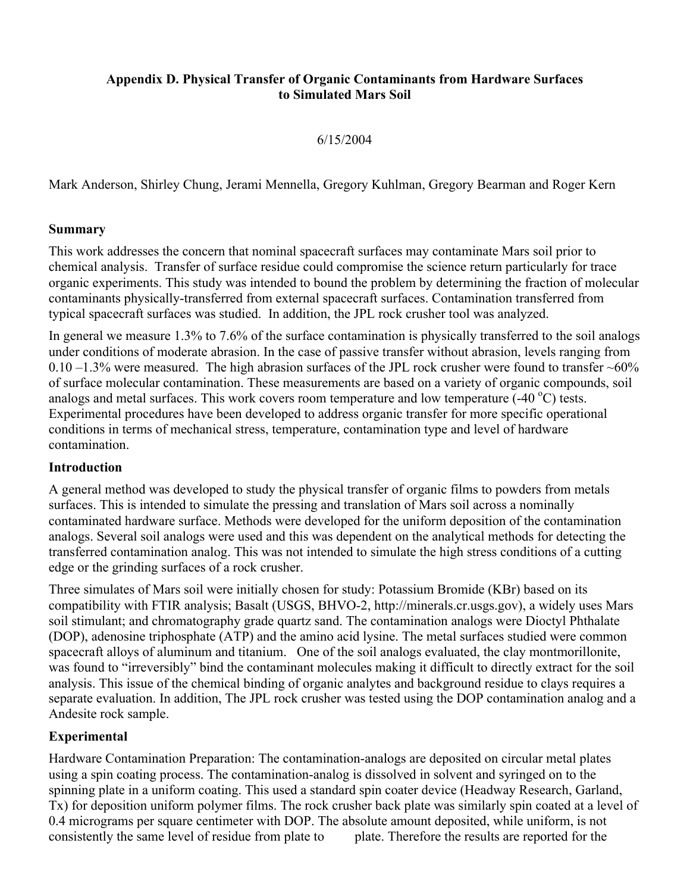**Appendix D. Physical Transfer of Organic Contaminants from Hardware Surfaces to Simulated Mars Soil**

6/15/2004

Mark Anderson, Shirley Chung, Jerami Mennella, Gregory Kuhlman, Gregory Bearman and Roger Kern

**Summary**

This work addresses the concern that nominal spacecraft surfaces may contaminate Mars soil prior to chemical analysis. Transfer of surface residue could compromise the science return particularly for trace organic experiments. This study was intended to bound the problem by determining the fraction of molecular contaminants physically-transferred from external spacecraft surfaces. Contamination transferred from typical spacecraft surfaces was studied. In addition, the JPL rock crusher tool was analyzed.

In general we measure 1.3% to 7.6% of the surface contamination is physically transferred to the soil analogs under conditions of moderate abrasion. In the case of passive transfer without abrasion, levels ranging from 0.10 –1.3% were measured. The high abrasion surfaces of the JPL rock crusher were found to transfer ~60% of surface molecular contamination. These measurements are based on a variety of organic compounds, soil analogs and metal surfaces. This work covers room temperature and low temperature (-40 $^{o}$C) tests. Experimental procedures have been developed to address organic transfer for more specific operational conditions in terms of mechanical stress, temperature, contamination type and level of hardware contamination.

**Introduction**

A general method was developed to study the physical transfer of organic films to powders from metals surfaces. This is intended to simulate the pressing and translation of Mars soil across a nominally contaminated hardware surface. Methods were developed for the uniform deposition of the contamination analogs. Several soil analogs were used and this was dependent on the analytical methods for detecting the transferred contamination analog. This was not intended to simulate the high stress conditions of a cutting edge or the grinding surfaces of a rock crusher.

Three simulates of Mars soil were initially chosen for study: Potassium Bromide (KBr) based on its compatibility with FTIR analysis; Basalt (USGS, BHVO-2, http://minerals.cr.usgs.gov), a widely uses Mars soil stimulant; and chromatography grade quartz sand. The contamination analogs were Dioctyl Phthalate (DOP), adenosine triphosphate (ATP) and the amino acid lysine. The metal surfaces studied were common spacecraft alloys of aluminum and titanium. One of the soil analogs evaluated, the clay montmorillonite, was found to "irreversibly" bind the contaminant molecules making it difficult to directly extract for the soil analysis. This issue of the chemical binding of organic analytes and background residue to clays requires a separate evaluation. In addition, The JPL rock crusher was tested using the DOP contamination analog and a Andesite rock sample.

**Experimental**

Hardware Contamination Preparation: The contamination-analogs are deposited on circular metal plates using a spin coating process. The contamination-analog is dissolved in solvent and syringed on to the spinning plate in a uniform coating. This used a standard spin coater device (Headway Research, Garland, Tx) for deposition uniform polymer films. The rock crusher back plate was similarly spin coated at a level of 0.4 micrograms per square centimeter with DOP. The absolute amount deposited, while uniform, is not consistently the same level of residue from plate to plate. Therefore the results are reported for the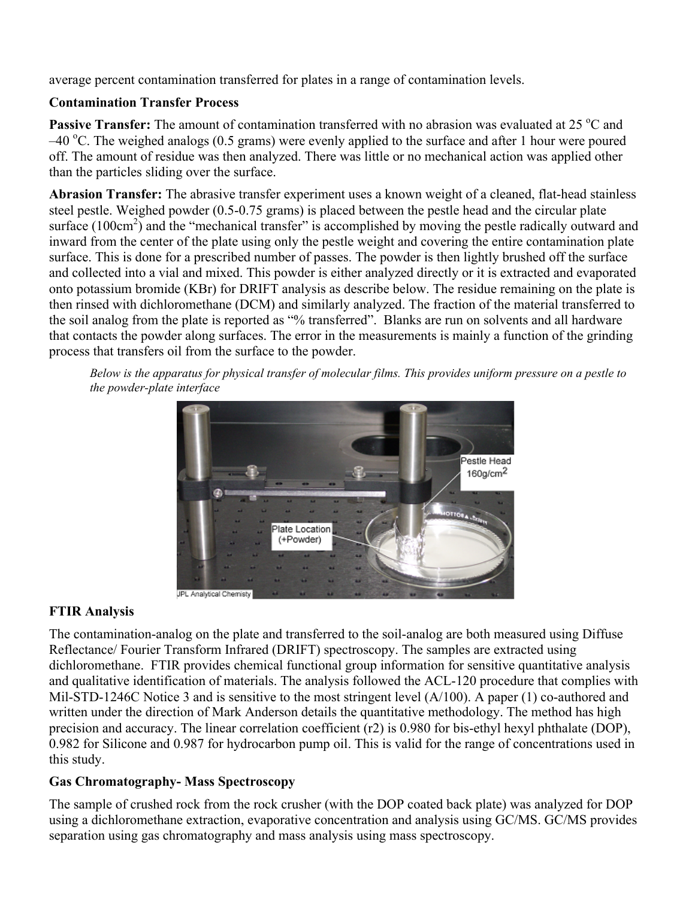average percent contamination transferred for plates in a range of contamination levels.

**Contamination Transfer Process**

**Passive Transfer:** The amount of contamination transferred with no abrasion was evaluated at 25 $^{o}$C and –40 $^{o}$C. The weighed analogs (0.5 grams) were evenly applied to the surface and after 1 hour were poured off. The amount of residue was then analyzed. There was little or no mechanical action was applied other than the particles sliding over the surface.

**Abrasion Transfer:** The abrasive transfer experiment uses a known weight of a cleaned, flat-head stainless steel pestle. Weighed powder (0.5-0.75 grams) is placed between the pestle head and the circular plate surface (100cm$^{2}$) and the "mechanical transfer" is accomplished by moving the pestle radically outward and inward from the center of the plate using only the pestle weight and covering the entire contamination plate surface. This is done for a prescribed number of passes. The powder is then lightly brushed off the surface and collected into a vial and mixed. This powder is either analyzed directly or it is extracted and evaporated onto potassium bromide (KBr) for DRIFT analysis as describe below. The residue remaining on the plate is then rinsed with dichloromethane (DCM) and similarly analyzed. The fraction of the material transferred to the soil analog from the plate is reported as "% transferred". Blanks are run on solvents and all hardware that contacts the powder along surfaces. The error in the measurements is mainly a function of the grinding process that transfers oil from the surface to the powder.

*Below is the apparatus for physical transfer of molecular films. This provides uniform pressure on a pestle to the powder-plate interface*

**FTIR Analysis**

The contamination-analog on the plate and transferred to the soil-analog are both measured using Diffuse Reflectance/ Fourier Transform Infrared (DRIFT) spectroscopy. The samples are extracted using dichloromethane. FTIR provides chemical functional group information for sensitive quantitative analysis and qualitative identification of materials. The analysis followed the ACL-120 procedure that complies with Mil-STD-1246C Notice 3 and is sensitive to the most stringent level (A/100). A paper (1) co-authored and written under the direction of Mark Anderson details the quantitative methodology. The method has high precision and accuracy. The linear correlation coefficient (r2) is 0.980 for bis-ethyl hexyl phthalate (DOP), 0.982 for Silicone and 0.987 for hydrocarbon pump oil. This is valid for the range of concentrations used in this study.

**Gas Chromatography- Mass Spectroscopy**

The sample of crushed rock from the rock crusher (with the DOP coated back plate) was analyzed for DOP using a dichloromethane extraction, evaporative concentration and analysis using GC/MS. GC/MS provides separation using gas chromatography and mass analysis using mass spectroscopy.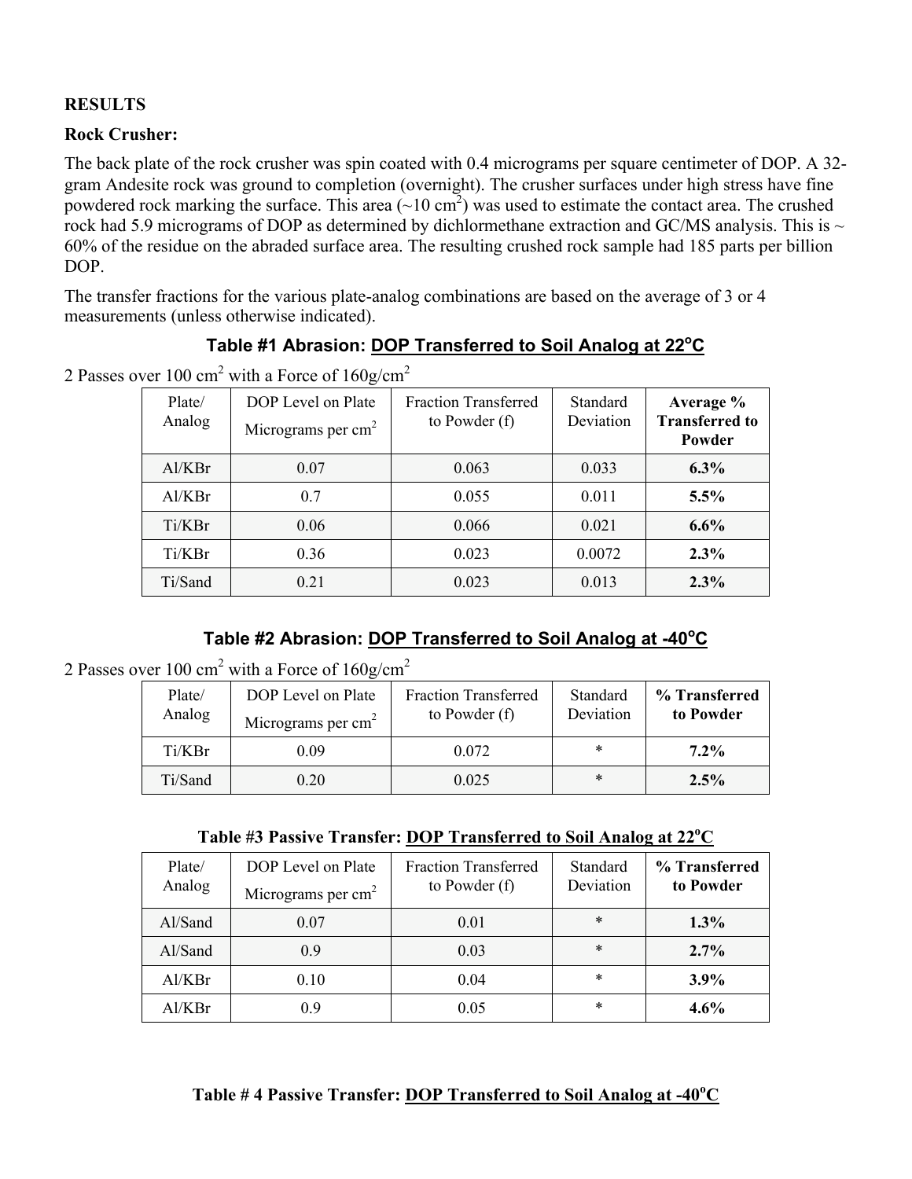## RESULTS

**Rock Crusher:**

The back plate of the rock crusher was spin coated with 0.4 micrograms per square centimeter of DOP. A 32-gram Andesite rock was ground to completion (overnight). The crusher surfaces under high stress have fine powdered rock marking the surface. This area (~10 $cm^2$) was used to estimate the contact area. The crushed rock had 5.9 micrograms of DOP as determined by dichlormethane extraction and GC/MS analysis. This is ~ 60% of the residue on the abraded surface area. The resulting crushed rock sample had 185 parts per billion DOP.

The transfer fractions for the various plate-analog combinations are based on the average of 3 or 4 measurements (unless otherwise indicated).

### Table #1 Abrasion: DOP Transferred to Soil Analog at 22°C

2 Passes over 100 $cm^2$ with a Force of 160g/$cm^2$

| Plate/ Analog | DOP Level on Plate Micrograms per $cm^2$ | Fraction Transferred to Powder (f) | Standard Deviation | **Average % Transferred to Powder** |
|---|---|---|---|---|
| Al/KBr | 0.07 | 0.063 | 0.033 | **6.3%** |
| Al/KBr | 0.7 | 0.055 | 0.011 | **5.5%** |
| Ti/KBr | 0.06 | 0.066 | 0.021 | **6.6%** |
| Ti/KBr | 0.36 | 0.023 | 0.0072 | **2.3%** |
| Ti/Sand | 0.21 | 0.023 | 0.013 | **2.3%** |

### Table #2 Abrasion: DOP Transferred to Soil Analog at -40°C

2 Passes over 100 $cm^2$ with a Force of 160g/$cm^2$

| Plate/ Analog | DOP Level on Plate Micrograms per $cm^2$ | Fraction Transferred to Powder (f) | Standard Deviation | **% Transferred to Powder** |
|---|---|---|---|---|
| Ti/KBr | 0.09 | 0.072 | * | **7.2%** |
| Ti/Sand | 0.20 | 0.025 | * | **2.5%** |

### Table #3 Passive Transfer: DOP Transferred to Soil Analog at 22°C

| Plate/ Analog | DOP Level on Plate Micrograms per $cm^2$ | Fraction Transferred to Powder (f) | Standard Deviation | **% Transferred to Powder** |
|---|---|---|---|---|
| Al/Sand | 0.07 | 0.01 | * | **1.3%** |
| Al/Sand | 0.9 | 0.03 | * | **2.7%** |
| Al/KBr | 0.10 | 0.04 | * | **3.9%** |
| Al/KBr | 0.9 | 0.05 | * | **4.6%** |

### Table # 4 Passive Transfer: DOP Transferred to Soil Analog at -40°C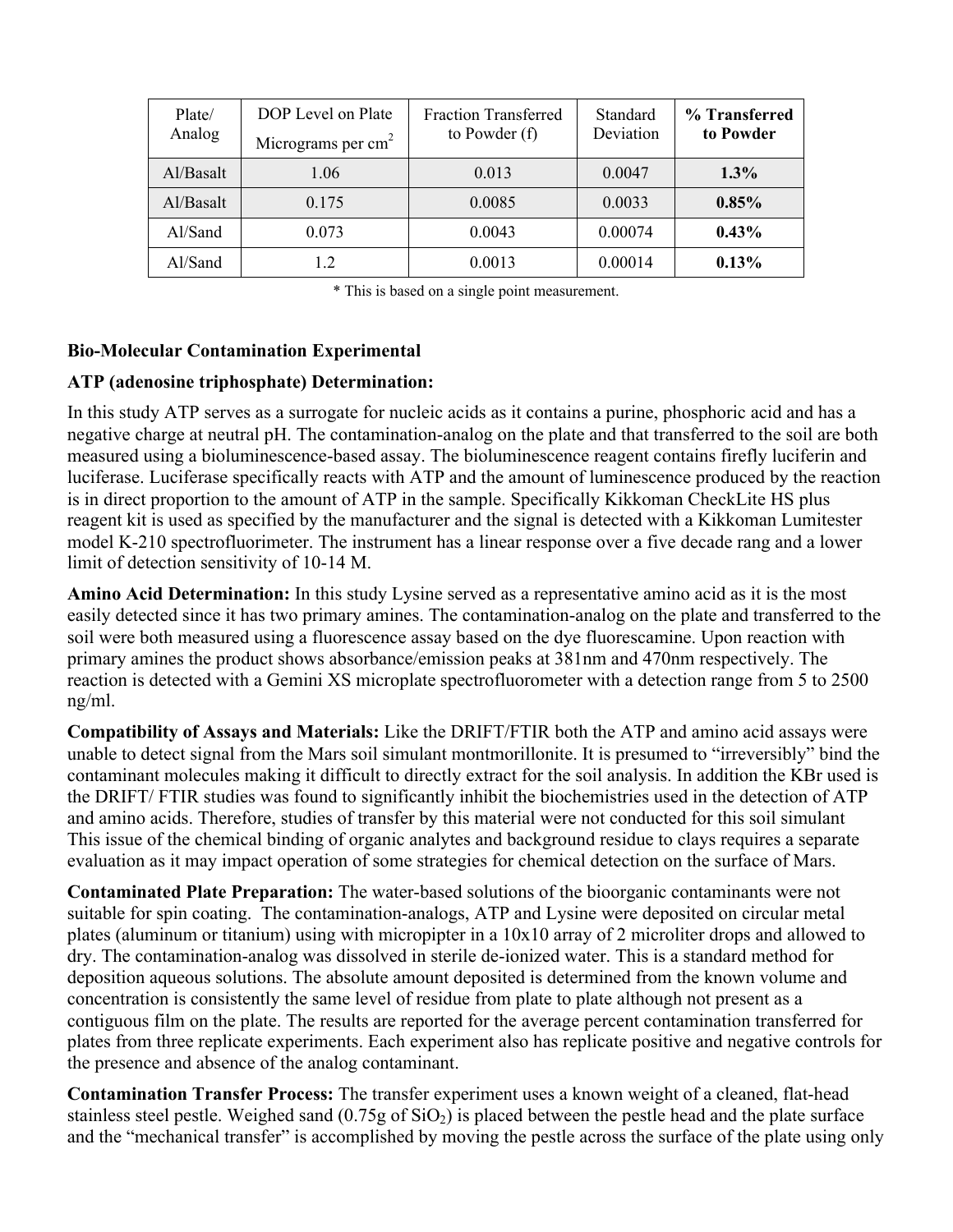| Plate/ Analog | DOP Level on Plate Micrograms per cm$^2$ | Fraction Transferred to Powder (f) | Standard Deviation | **% Transferred to Powder** |
|---|---|---|---|---|
| Al/Basalt | 1.06 | 0.013 | 0.0047 | **1.3%** |
| Al/Basalt | 0.175 | 0.0085 | 0.0033 | **0.85%** |
| Al/Sand | 0.073 | 0.0043 | 0.00074 | **0.43%** |
| Al/Sand | 1.2 | 0.0013 | 0.00014 | **0.13%** |

* This is based on a single point measurement.

**Bio-Molecular Contamination Experimental**

**ATP (adenosine triphosphate) Determination:**

In this study ATP serves as a surrogate for nucleic acids as it contains a purine, phosphoric acid and has a negative charge at neutral pH. The contamination-analog on the plate and that transferred to the soil are both measured using a bioluminescence-based assay. The bioluminescence reagent contains firefly luciferin and luciferase. Luciferase specifically reacts with ATP and the amount of luminescence produced by the reaction is in direct proportion to the amount of ATP in the sample. Specifically Kikkoman CheckLite HS plus reagent kit is used as specified by the manufacturer and the signal is detected with a Kikkoman Lumitester model K-210 spectrofluorimeter. The instrument has a linear response over a five decade rang and a lower limit of detection sensitivity of 10-14 M.

**Amino Acid Determination:** In this study Lysine served as a representative amino acid as it is the most easily detected since it has two primary amines. The contamination-analog on the plate and transferred to the soil were both measured using a fluorescence assay based on the dye fluorescamine. Upon reaction with primary amines the product shows absorbance/emission peaks at 381nm and 470nm respectively. The reaction is detected with a Gemini XS microplate spectrofluorometer with a detection range from 5 to 2500 ng/ml.

**Compatibility of Assays and Materials:** Like the DRIFT/FTIR both the ATP and amino acid assays were unable to detect signal from the Mars soil simulant montmorillonite. It is presumed to "irreversibly" bind the contaminant molecules making it difficult to directly extract for the soil analysis. In addition the KBr used is the DRIFT/ FTIR studies was found to significantly inhibit the biochemistries used in the detection of ATP and amino acids. Therefore, studies of transfer by this material were not conducted for this soil simulant This issue of the chemical binding of organic analytes and background residue to clays requires a separate evaluation as it may impact operation of some strategies for chemical detection on the surface of Mars.

**Contaminated Plate Preparation:** The water-based solutions of the bioorganic contaminants were not suitable for spin coating. The contamination-analogs, ATP and Lysine were deposited on circular metal plates (aluminum or titanium) using with micropipter in a 10x10 array of 2 microliter drops and allowed to dry. The contamination-analog was dissolved in sterile de-ionized water. This is a standard method for deposition aqueous solutions. The absolute amount deposited is determined from the known volume and concentration is consistently the same level of residue from plate to plate although not present as a contiguous film on the plate. The results are reported for the average percent contamination transferred for plates from three replicate experiments. Each experiment also has replicate positive and negative controls for the presence and absence of the analog contaminant.

**Contamination Transfer Process:** The transfer experiment uses a known weight of a cleaned, flat-head stainless steel pestle. Weighed sand (0.75g of $SiO_2$) is placed between the pestle head and the plate surface and the "mechanical transfer" is accomplished by moving the pestle across the surface of the plate using only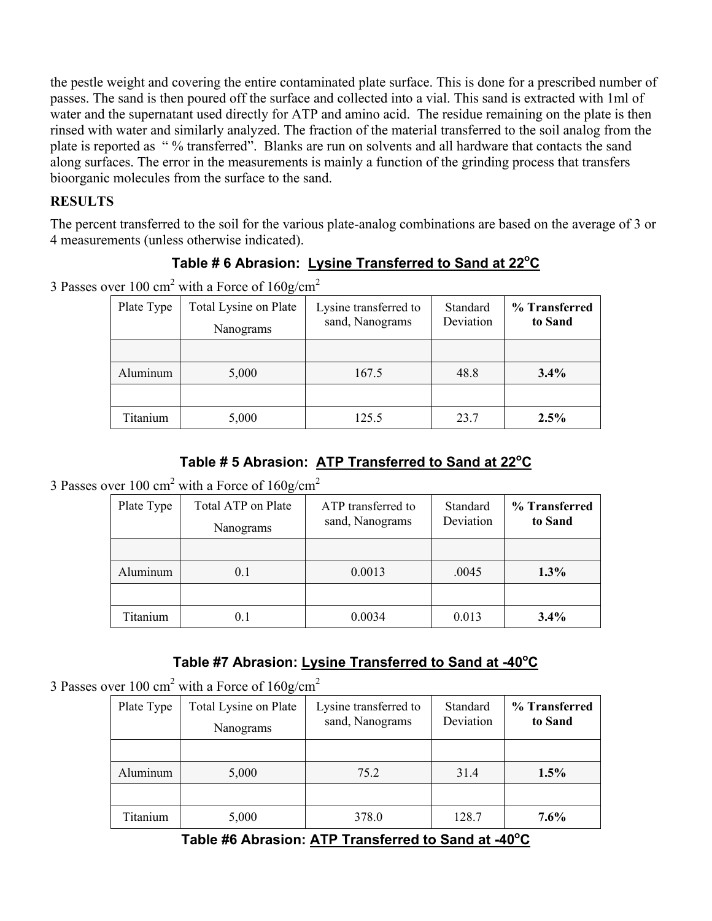the pestle weight and covering the entire contaminated plate surface. This is done for a prescribed number of passes. The sand is then poured off the surface and collected into a vial. This sand is extracted with 1ml of water and the supernatant used directly for ATP and amino acid. The residue remaining on the plate is then rinsed with water and similarly analyzed. The fraction of the material transferred to the soil analog from the plate is reported as " % transferred". Blanks are run on solvents and all hardware that contacts the sand along surfaces. The error in the measurements is mainly a function of the grinding process that transfers bioorganic molecules from the surface to the sand.

**RESULTS**

The percent transferred to the soil for the various plate-analog combinations are based on the average of 3 or 4 measurements (unless otherwise indicated).

**Table # 6 Abrasion: Lysine Transferred to Sand at 22°C**

3 Passes over 100 $cm^2$ with a Force of 160g/$cm^2$

| Plate Type | Total Lysine on Plate Nanograms | Lysine transferred to sand, Nanograms | Standard Deviation | % Transferred to Sand |
|---|---|---|---|---|
| | | | | |
| Aluminum | 5,000 | 167.5 | 48.8 | **3.4%** |
| | | | | |
| Titanium | 5,000 | 125.5 | 23.7 | **2.5%** |

**Table # 5 Abrasion: ATP Transferred to Sand at 22°C**

3 Passes over 100 $cm^2$ with a Force of 160g/$cm^2$

| Plate Type | Total ATP on Plate Nanograms | ATP transferred to sand, Nanograms | Standard Deviation | % Transferred to Sand |
|---|---|---|---|---|
| | | | | |
| Aluminum | 0.1 | 0.0013 | .0045 | **1.3%** |
| | | | | |
| Titanium | 0.1 | 0.0034 | 0.013 | **3.4%** |

**Table #7 Abrasion: Lysine Transferred to Sand at -40°C**

3 Passes over 100 $cm^2$ with a Force of 160g/$cm^2$

| Plate Type | Total Lysine on Plate Nanograms | Lysine transferred to sand, Nanograms | Standard Deviation | % Transferred to Sand |
|---|---|---|---|---|
| | | | | |
| Aluminum | 5,000 | 75.2 | 31.4 | **1.5%** |
| | | | | |
| Titanium | 5,000 | 378.0 | 128.7 | **7.6%** |

**Table #6 Abrasion: ATP Transferred to Sand at -40°C**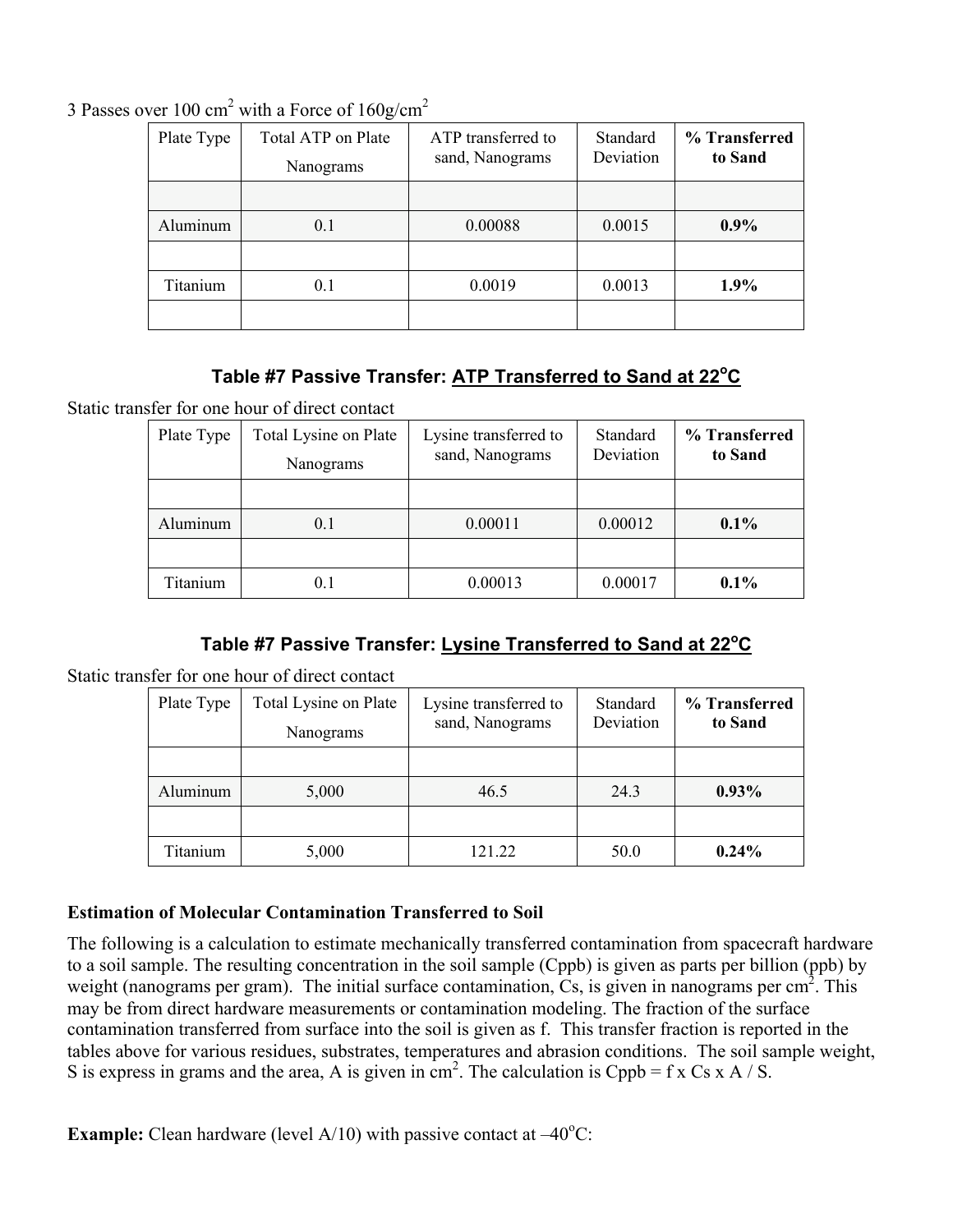3 Passes over 100 $cm^2$ with a Force of 160g/$cm^2$

| Plate Type | Total ATP on Plate Nanograms | ATP transferred to sand, Nanograms | Standard Deviation | **% Transferred to Sand** |
|---|---|---|---|---|
| | | | | |
| Aluminum | 0.1 | 0.00088 | 0.0015 | **0.9%** |
| | | | | |
| Titanium | 0.1 | 0.0019 | 0.0013 | **1.9%** |
| | | | | |

### Table #7 Passive Transfer: ATP Transferred to Sand at 22$^oC$

Static transfer for one hour of direct contact

| Plate Type | Total Lysine on Plate Nanograms | Lysine transferred to sand, Nanograms | Standard Deviation | **% Transferred to Sand** |
|---|---|---|---|---|
| | | | | |
| Aluminum | 0.1 | 0.00011 | 0.00012 | **0.1%** |
| | | | | |
| Titanium | 0.1 | 0.00013 | 0.00017 | **0.1%** |

### Table #7 Passive Transfer: Lysine Transferred to Sand at 22$^oC$

Static transfer for one hour of direct contact

| Plate Type | Total Lysine on Plate Nanograms | Lysine transferred to sand, Nanograms | Standard Deviation | **% Transferred to Sand** |
|---|---|---|---|---|
| | | | | |
| Aluminum | 5,000 | 46.5 | 24.3 | **0.93%** |
| | | | | |
| Titanium | 5,000 | 121.22 | 50.0 | **0.24%** |

**Estimation of Molecular Contamination Transferred to Soil**

The following is a calculation to estimate mechanically transferred contamination from spacecraft hardware to a soil sample. The resulting concentration in the soil sample (Cppb) is given as parts per billion (ppb) by weight (nanograms per gram). The initial surface contamination, Cs, is given in nanograms per $cm^2$. This may be from direct hardware measurements or contamination modeling. The fraction of the surface contamination transferred from surface into the soil is given as f. This transfer fraction is reported in the tables above for various residues, substrates, temperatures and abrasion conditions. The soil sample weight, S is express in grams and the area, A is given in $cm^2$. The calculation is Cppb = f x Cs x A / S.

**Example:** Clean hardware (level A/10) with passive contact at –40$^oC$: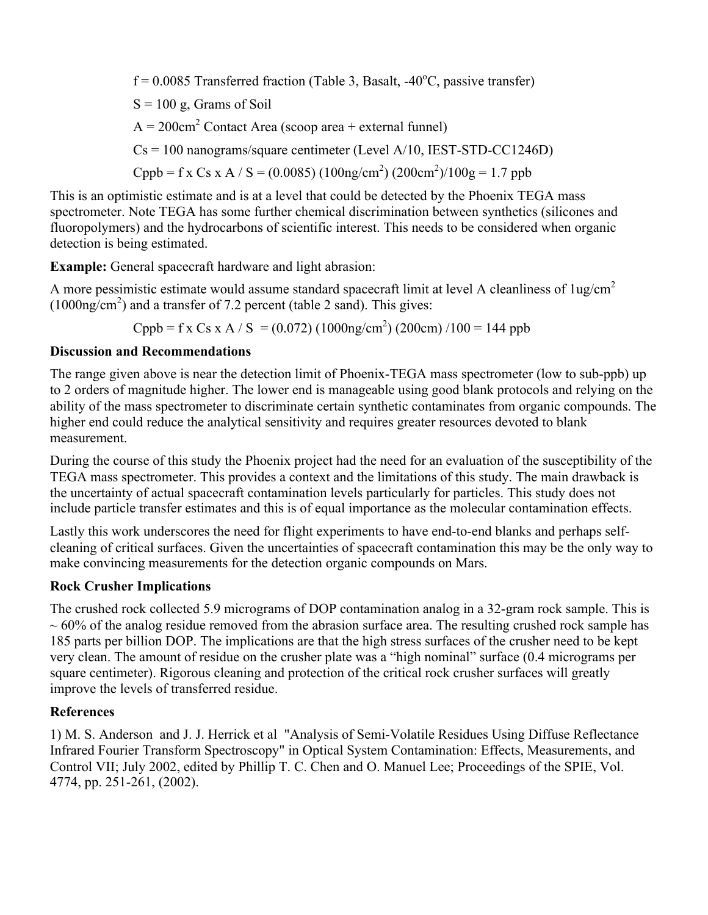f = 0.0085 Transferred fraction (Table 3, Basalt, -40°C, passive transfer)

S = 100 g, Grams of Soil

A = 200cm$^2$ Contact Area (scoop area + external funnel)

Cs = 100 nanograms/square centimeter (Level A/10, IEST-STD-CC1246D)

Cppb = f x Cs x A / S = (0.0085) (100ng/cm$^2$) (200cm$^2$)/100g = 1.7 ppb

This is an optimistic estimate and is at a level that could be detected by the Phoenix TEGA mass spectrometer. Note TEGA has some further chemical discrimination between synthetics (silicones and fluoropolymers) and the hydrocarbons of scientific interest. This needs to be considered when organic detection is being estimated.

**Example:** General spacecraft hardware and light abrasion:

A more pessimistic estimate would assume standard spacecraft limit at level A cleanliness of 1ug/cm$^2$ (1000ng/cm$^2$) and a transfer of 7.2 percent (table 2 sand). This gives:

Cppb = f x Cs x A / S = (0.072) (1000ng/cm$^2$) (200cm) /100 = 144 ppb

**Discussion and Recommendations**

The range given above is near the detection limit of Phoenix-TEGA mass spectrometer (low to sub-ppb) up to 2 orders of magnitude higher. The lower end is manageable using good blank protocols and relying on the ability of the mass spectrometer to discriminate certain synthetic contaminates from organic compounds. The higher end could reduce the analytical sensitivity and requires greater resources devoted to blank measurement.

During the course of this study the Phoenix project had the need for an evaluation of the susceptibility of the TEGA mass spectrometer. This provides a context and the limitations of this study. The main drawback is the uncertainty of actual spacecraft contamination levels particularly for particles. This study does not include particle transfer estimates and this is of equal importance as the molecular contamination effects.

Lastly this work underscores the need for flight experiments to have end-to-end blanks and perhaps self-cleaning of critical surfaces. Given the uncertainties of spacecraft contamination this may be the only way to make convincing measurements for the detection organic compounds on Mars.

**Rock Crusher Implications**

The crushed rock collected 5.9 micrograms of DOP contamination analog in a 32-gram rock sample. This is ~ 60% of the analog residue removed from the abrasion surface area. The resulting crushed rock sample has 185 parts per billion DOP. The implications are that the high stress surfaces of the crusher need to be kept very clean. The amount of residue on the crusher plate was a "high nominal" surface (0.4 micrograms per square centimeter). Rigorous cleaning and protection of the critical rock crusher surfaces will greatly improve the levels of transferred residue.

**References**

1) M. S. Anderson and J. J. Herrick et al "Analysis of Semi-Volatile Residues Using Diffuse Reflectance Infrared Fourier Transform Spectroscopy" in Optical System Contamination: Effects, Measurements, and Control VII; July 2002, edited by Phillip T. C. Chen and O. Manuel Lee; Proceedings of the SPIE, Vol. 4774, pp. 251-261, (2002).